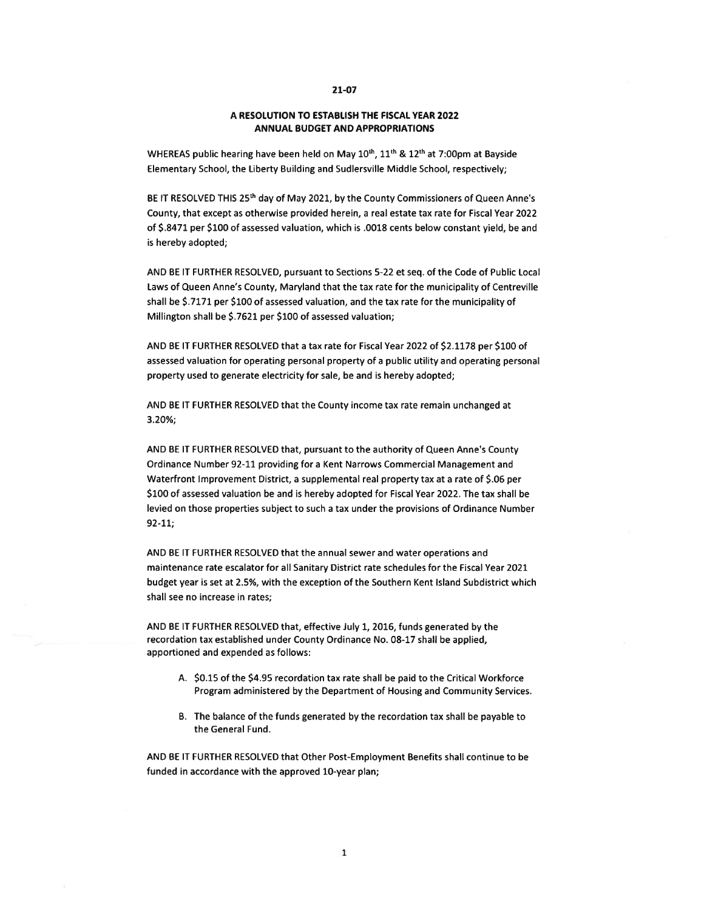**21-07**

# A RESOLUTION TO ESTABLISH THE FISCAL YEAR 2022 ANNUAL BUDGET AND APPROPRIATIONS

WHEREAS public hearing have been held on May 10th, 11th & 12th at 7:00pm at Bayside Elementary School, the Liberty Building and Sudlersville Middle School, respectively;

BE IT RESOLVED THIS 25th day of May 2021, by the County Commissioners of Queen Anne's County, that except as otherwise provided herein, a real estate tax rate for Fiscal Year 2022 of $.8471 per $100 of assessed valuation, which is .0018 cents below constant yield, be and is hereby adopted;

AND BE IT FURTHER RESOLVED, pursuant to Sections 5-22 et seq. of the Code of Public Local Laws of Queen Anne's County, Maryland that the tax rate for the municipality of Centreville shall be $.7171 per $100 of assessed valuation, and the tax rate for the municipality of Millington shall be $.7621 per $100 of assessed valuation;

AND BE IT FURTHER RESOLVED that a tax rate for Fiscal Year 2022 of $2.1178 per $100 of assessed valuation for operating personal property of a public utility and operating personal property used to generate electricity for sale, be and is hereby adopted;

AND BE IT FURTHER RESOLVED that the County income tax rate remain unchanged at 3.20%;

AND BE IT FURTHER RESOLVED that, pursuant to the authority of Queen Anne's County Ordinance Number 92-11 providing for a Kent Narrows Commercial Management and Waterfront Improvement District, a supplemental real property tax at a rate of $.06 per $100 of assessed valuation be and is hereby adopted for Fiscal Year 2022. The tax shall be levied on those properties subject to such a tax under the provisions of Ordinance Number 92-11;

AND BE IT FURTHER RESOLVED that the annual sewer and water operations and maintenance rate escalator for all Sanitary District rate schedules for the Fiscal Year 2021 budget year is set at 2.5%, with the exception of the Southern Kent Island Subdistrict which shall see no increase in rates;

AND BE IT FURTHER RESOLVED that, effective July 1, 2016, funds generated by the recordation tax established under County Ordinance No. 08-17 shall be applied, apportioned and expended as follows:

A. $0.15 of the $4.95 recordation tax rate shall be paid to the Critical Workforce Program administered by the Department of Housing and Community Services.

B. The balance of the funds generated by the recordation tax shall be payable to the General Fund.

AND BE IT FURTHER RESOLVED that Other Post-Employment Benefits shall continue to be funded in accordance with the approved 10-year plan;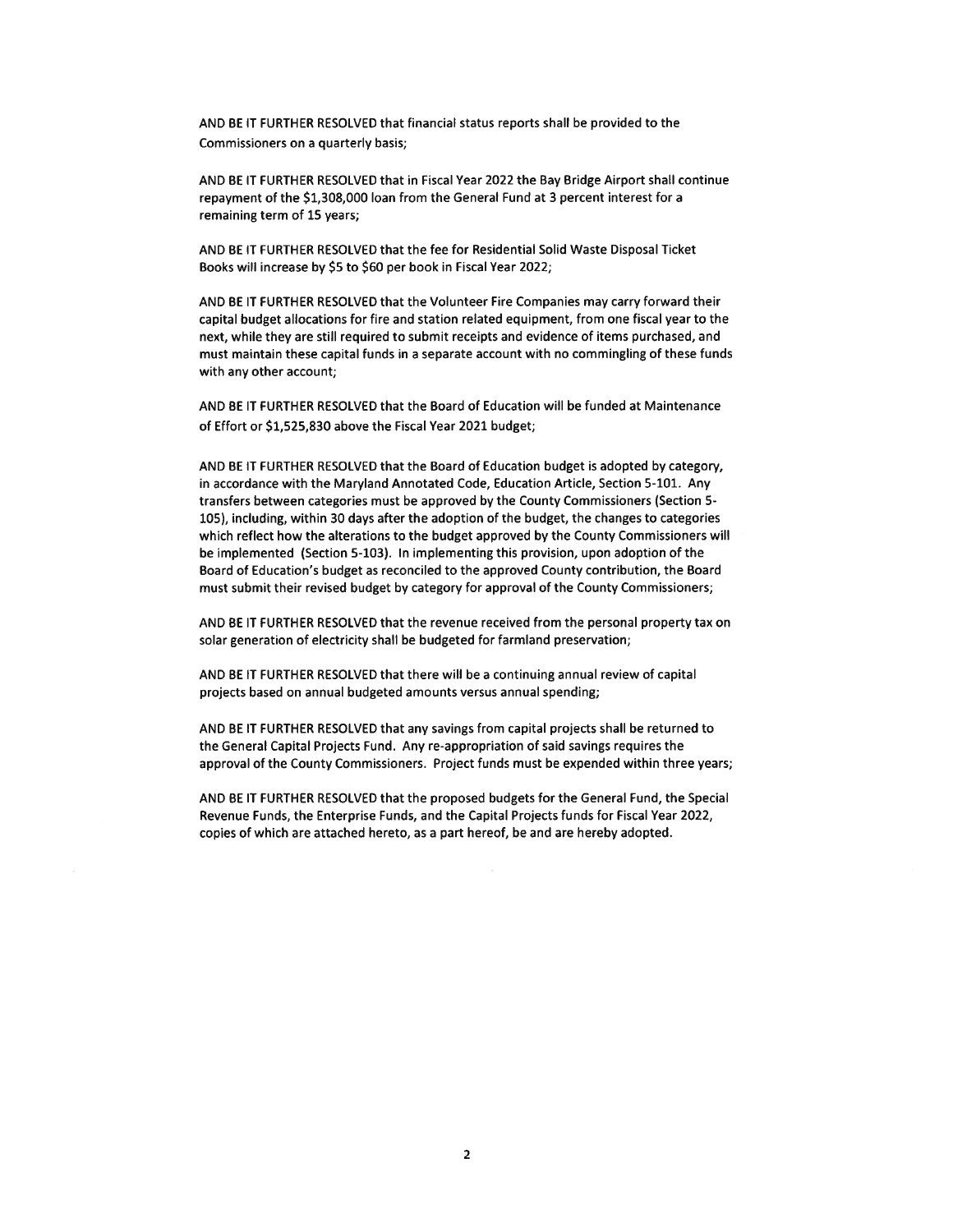AND BE IT FURTHER RESOLVED that financial status reports shall be provided to the Commissioners on a quarterly basis;

AND BE IT FURTHER RESOLVED that in Fiscal Year 2022 the Bay Bridge Airport shall continue repayment of the $1,308,000 loan from the General Fund at 3 percent interest for a remaining term of 15 years;

AND BE IT FURTHER RESOLVED that the fee for Residential Solid Waste Disposal Ticket Books will increase by $5 to $60 per book in Fiscal Year 2022;

AND BE IT FURTHER RESOLVED that the Volunteer Fire Companies may carry forward their capital budget allocations for fire and station related equipment, from one fiscal year to the next, while they are still required to submit receipts and evidence of items purchased, and must maintain these capital funds in a separate account with no commingling of these funds with any other account;

AND BE IT FURTHER RESOLVED that the Board of Education will be funded at Maintenance of Effort or $1,525,830 above the Fiscal Year 2021 budget;

AND BE IT FURTHER RESOLVED that the Board of Education budget is adopted by category, in accordance with the Maryland Annotated Code, Education Article, Section 5-101. Any transfers between categories must be approved by the County Commissioners (Section 5-105), including, within 30 days after the adoption of the budget, the changes to categories which reflect how the alterations to the budget approved by the County Commissioners will be implemented (Section 5-103). In implementing this provision, upon adoption of the Board of Education's budget as reconciled to the approved County contribution, the Board must submit their revised budget by category for approval of the County Commissioners;

AND BE IT FURTHER RESOLVED that the revenue received from the personal property tax on solar generation of electricity shall be budgeted for farmland preservation;

AND BE IT FURTHER RESOLVED that there will be a continuing annual review of capital projects based on annual budgeted amounts versus annual spending;

AND BE IT FURTHER RESOLVED that any savings from capital projects shall be returned to the General Capital Projects Fund. Any re-appropriation of said savings requires the approval of the County Commissioners. Project funds must be expended within three years;

AND BE IT FURTHER RESOLVED that the proposed budgets for the General Fund, the Special Revenue Funds, the Enterprise Funds, and the Capital Projects funds for Fiscal Year 2022, copies of which are attached hereto, as a part hereof, be and are hereby adopted.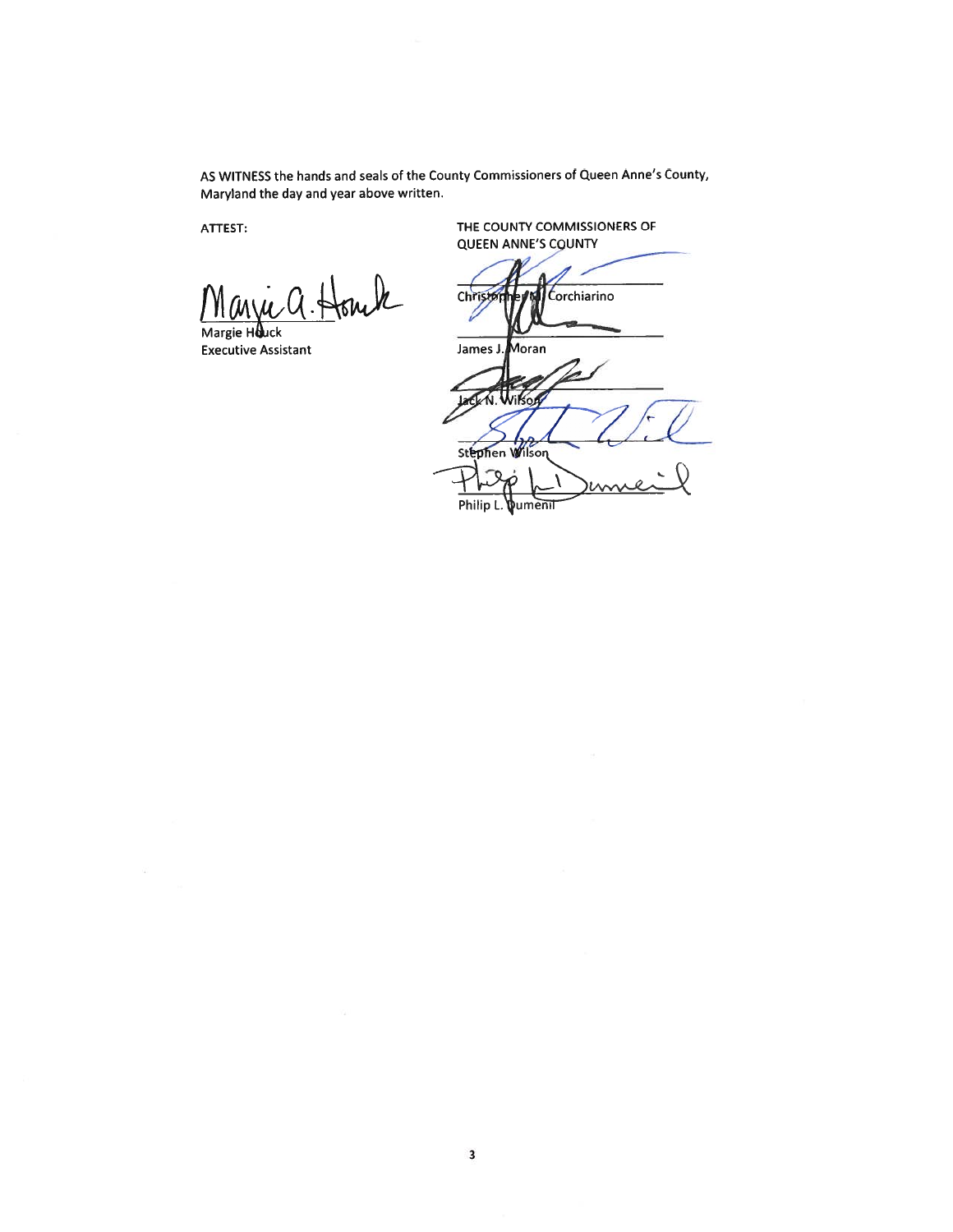AS WITNESS the hands and seals of the County Commissioners of Queen Anne's County, Maryland the day and year above written.

ATTEST:

Margie Houck
Executive Assistant

THE COUNTY COMMISSIONERS OF QUEEN ANNE'S COUNTY

Christopher M. Corchiarino

James J. Moran

Jack N. Wilson

Stephen Wilson

Philip L. Dumenil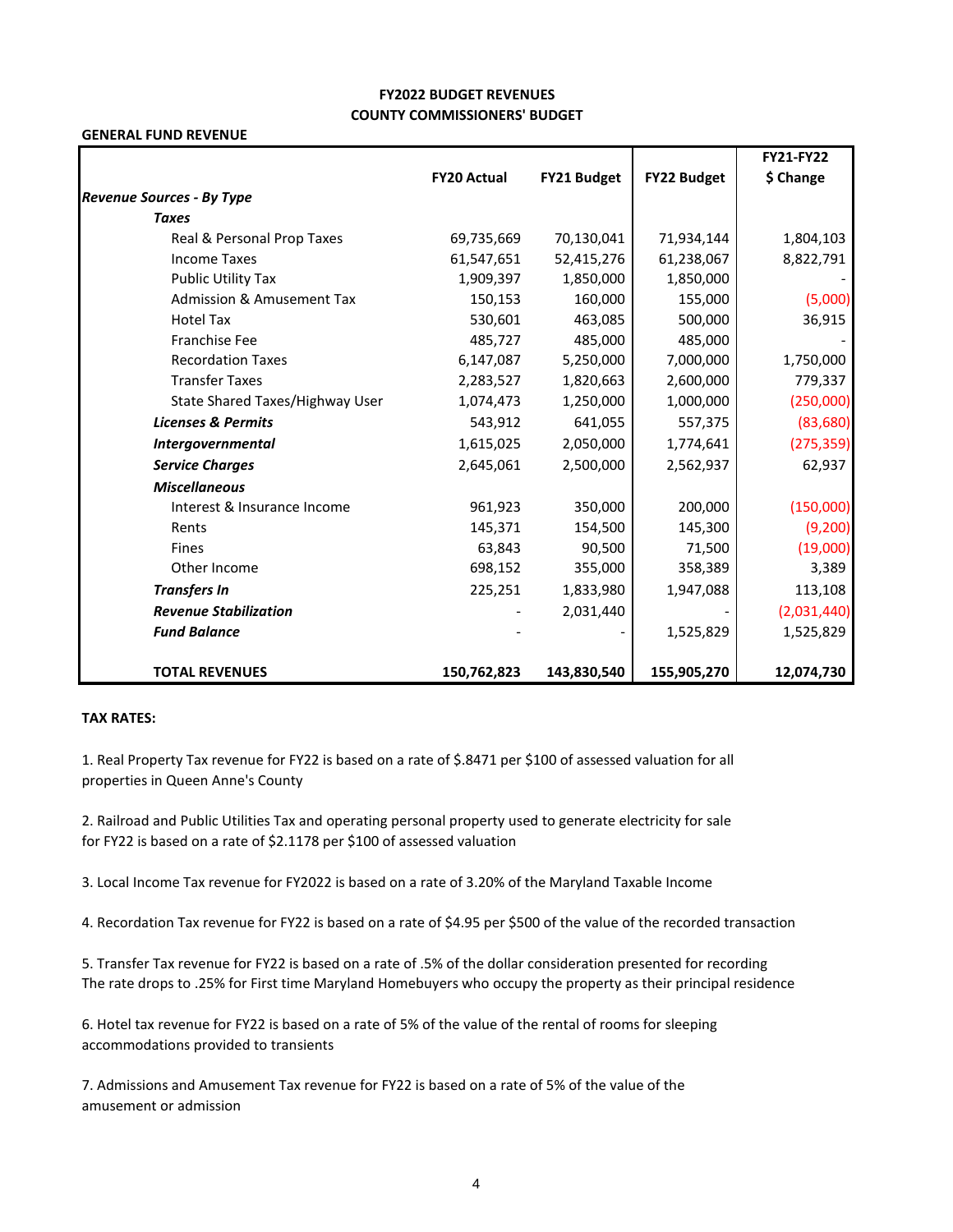**FY2022 BUDGET REVENUES**
**COUNTY COMMISSIONERS' BUDGET**

**GENERAL FUND REVENUE**

| | FY20 Actual | FY21 Budget | FY22 Budget | FY21-FY22 $ Change |
|---|---|---|---|---|
| ***Revenue Sources - By Type*** | | | | |
| ***Taxes*** | | | | |
| Real & Personal Prop Taxes | 69,735,669 | 70,130,041 | 71,934,144 | 1,804,103 |
| Income Taxes | 61,547,651 | 52,415,276 | 61,238,067 | 8,822,791 |
| Public Utility Tax | 1,909,397 | 1,850,000 | 1,850,000 | - |
| Admission & Amusement Tax | 150,153 | 160,000 | 155,000 | (5,000) |
| Hotel Tax | 530,601 | 463,085 | 500,000 | 36,915 |
| Franchise Fee | 485,727 | 485,000 | 485,000 | - |
| Recordation Taxes | 6,147,087 | 5,250,000 | 7,000,000 | 1,750,000 |
| Transfer Taxes | 2,283,527 | 1,820,663 | 2,600,000 | 779,337 |
| State Shared Taxes/Highway User | 1,074,473 | 1,250,000 | 1,000,000 | (250,000) |
| ***Licenses & Permits*** | 543,912 | 641,055 | 557,375 | (83,680) |
| ***Intergovernmental*** | 1,615,025 | 2,050,000 | 1,774,641 | (275,359) |
| ***Service Charges*** | 2,645,061 | 2,500,000 | 2,562,937 | 62,937 |
| ***Miscellaneous*** | | | | |
| Interest & Insurance Income | 961,923 | 350,000 | 200,000 | (150,000) |
| Rents | 145,371 | 154,500 | 145,300 | (9,200) |
| Fines | 63,843 | 90,500 | 71,500 | (19,000) |
| Other Income | 698,152 | 355,000 | 358,389 | 3,389 |
| ***Transfers In*** | 225,251 | 1,833,980 | 1,947,088 | 113,108 |
| ***Revenue Stabilization*** | - | 2,031,440 | - | (2,031,440) |
| ***Fund Balance*** | - | - | 1,525,829 | 1,525,829 |
| **TOTAL REVENUES** | **150,762,823** | **143,830,540** | **155,905,270** | **12,074,730** |

**TAX RATES:**

1. Real Property Tax revenue for FY22 is based on a rate of $.8471 per $100 of assessed valuation for all properties in Queen Anne's County

2. Railroad and Public Utilities Tax and operating personal property used to generate electricity for sale for FY22 is based on a rate of $2.1178 per $100 of assessed valuation

3. Local Income Tax revenue for FY2022 is based on a rate of 3.20% of the Maryland Taxable Income

4. Recordation Tax revenue for FY22 is based on a rate of $4.95 per $500 of the value of the recorded transaction

5. Transfer Tax revenue for FY22 is based on a rate of .5% of the dollar consideration presented for recording
The rate drops to .25% for First time Maryland Homebuyers who occupy the property as their principal residence

6. Hotel tax revenue for FY22 is based on a rate of 5% of the value of the rental of rooms for sleeping accommodations provided to transients

7. Admissions and Amusement Tax revenue for FY22 is based on a rate of 5% of the value of the amusement or admission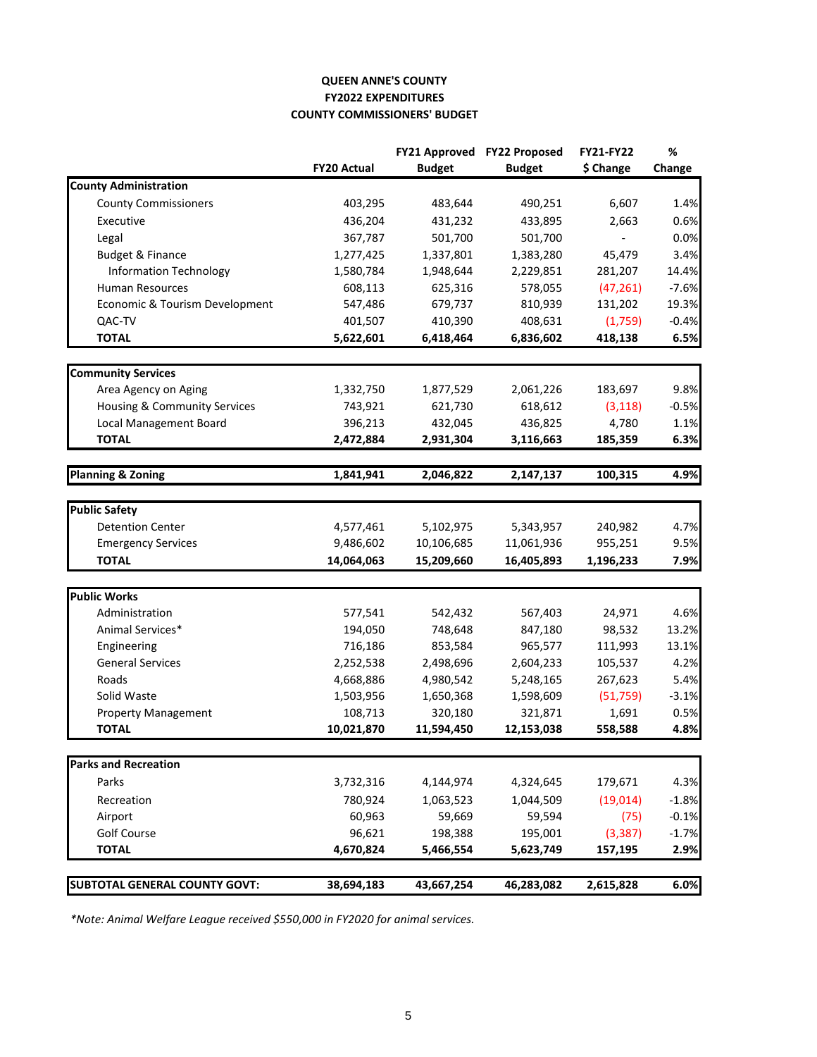**QUEEN ANNE'S COUNTY**
**FY2022 EXPENDITURES**
**COUNTY COMMISSIONERS' BUDGET**

| | FY20 Actual | FY21 Approved Budget | FY22 Proposed Budget | FY21-FY22 $ Change | % Change |
|---|---|---|---|---|---|
| **County Administration** | | | | | |
| County Commissioners | 403,295 | 483,644 | 490,251 | 6,607 | 1.4% |
| Executive | 436,204 | 431,232 | 433,895 | 2,663 | 0.6% |
| Legal | 367,787 | 501,700 | 501,700 | - | 0.0% |
| Budget & Finance | 1,277,425 | 1,337,801 | 1,383,280 | 45,479 | 3.4% |
| Information Technology | 1,580,784 | 1,948,644 | 2,229,851 | 281,207 | 14.4% |
| Human Resources | 608,113 | 625,316 | 578,055 | (47,261) | -7.6% |
| Economic & Tourism Development | 547,486 | 679,737 | 810,939 | 131,202 | 19.3% |
| QAC-TV | 401,507 | 410,390 | 408,631 | (1,759) | -0.4% |
| **TOTAL** | **5,622,601** | **6,418,464** | **6,836,602** | **418,138** | **6.5%** |
| **Community Services** | | | | | |
| Area Agency on Aging | 1,332,750 | 1,877,529 | 2,061,226 | 183,697 | 9.8% |
| Housing & Community Services | 743,921 | 621,730 | 618,612 | (3,118) | -0.5% |
| Local Management Board | 396,213 | 432,045 | 436,825 | 4,780 | 1.1% |
| **TOTAL** | **2,472,884** | **2,931,304** | **3,116,663** | **185,359** | **6.3%** |
| **Planning & Zoning** | **1,841,941** | **2,046,822** | **2,147,137** | **100,315** | **4.9%** |
| **Public Safety** | | | | | |
| Detention Center | 4,577,461 | 5,102,975 | 5,343,957 | 240,982 | 4.7% |
| Emergency Services | 9,486,602 | 10,106,685 | 11,061,936 | 955,251 | 9.5% |
| **TOTAL** | **14,064,063** | **15,209,660** | **16,405,893** | **1,196,233** | **7.9%** |
| **Public Works** | | | | | |
| Administration | 577,541 | 542,432 | 567,403 | 24,971 | 4.6% |
| Animal Services* | 194,050 | 748,648 | 847,180 | 98,532 | 13.2% |
| Engineering | 716,186 | 853,584 | 965,577 | 111,993 | 13.1% |
| General Services | 2,252,538 | 2,498,696 | 2,604,233 | 105,537 | 4.2% |
| Roads | 4,668,886 | 4,980,542 | 5,248,165 | 267,623 | 5.4% |
| Solid Waste | 1,503,956 | 1,650,368 | 1,598,609 | (51,759) | -3.1% |
| Property Management | 108,713 | 320,180 | 321,871 | 1,691 | 0.5% |
| **TOTAL** | **10,021,870** | **11,594,450** | **12,153,038** | **558,588** | **4.8%** |
| **Parks and Recreation** | | | | | |
| Parks | 3,732,316 | 4,144,974 | 4,324,645 | 179,671 | 4.3% |
| Recreation | 780,924 | 1,063,523 | 1,044,509 | (19,014) | -1.8% |
| Airport | 60,963 | 59,669 | 59,594 | (75) | -0.1% |
| Golf Course | 96,621 | 198,388 | 195,001 | (3,387) | -1.7% |
| **TOTAL** | **4,670,824** | **5,466,554** | **5,623,749** | **157,195** | **2.9%** |
| **SUBTOTAL GENERAL COUNTY GOVT:** | **38,694,183** | **43,667,254** | **46,283,082** | **2,615,828** | **6.0%** |

*\*Note: Animal Welfare League received $550,000 in FY2020 for animal services.*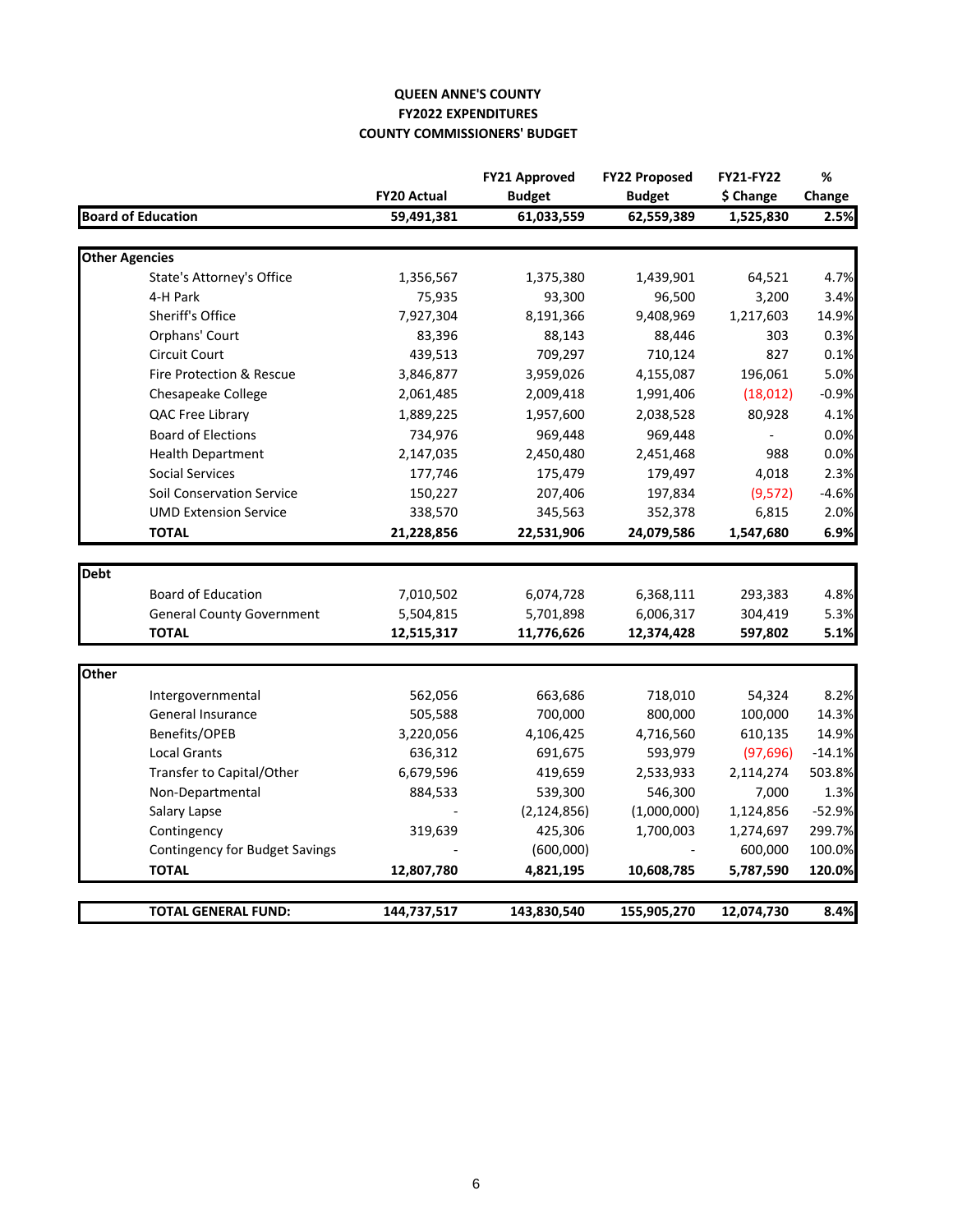**QUEEN ANNE'S COUNTY**
**FY2022 EXPENDITURES**
**COUNTY COMMISSIONERS' BUDGET**

| | FY20 Actual | FY21 Approved Budget | FY22 Proposed Budget | FY21-FY22 $ Change | % Change |
|---|---|---|---|---|---|
| **Board of Education** | **59,491,381** | **61,033,559** | **62,559,389** | **1,525,830** | **2.5%** |
| | | | | | |
| **Other Agencies** | | | | | |
| State's Attorney's Office | 1,356,567 | 1,375,380 | 1,439,901 | 64,521 | 4.7% |
| 4-H Park | 75,935 | 93,300 | 96,500 | 3,200 | 3.4% |
| Sheriff's Office | 7,927,304 | 8,191,366 | 9,408,969 | 1,217,603 | 14.9% |
| Orphans' Court | 83,396 | 88,143 | 88,446 | 303 | 0.3% |
| Circuit Court | 439,513 | 709,297 | 710,124 | 827 | 0.1% |
| Fire Protection & Rescue | 3,846,877 | 3,959,026 | 4,155,087 | 196,061 | 5.0% |
| Chesapeake College | 2,061,485 | 2,009,418 | 1,991,406 | (18,012) | -0.9% |
| QAC Free Library | 1,889,225 | 1,957,600 | 2,038,528 | 80,928 | 4.1% |
| Board of Elections | 734,976 | 969,448 | 969,448 | - | 0.0% |
| Health Department | 2,147,035 | 2,450,480 | 2,451,468 | 988 | 0.0% |
| Social Services | 177,746 | 175,479 | 179,497 | 4,018 | 2.3% |
| Soil Conservation Service | 150,227 | 207,406 | 197,834 | (9,572) | -4.6% |
| UMD Extension Service | 338,570 | 345,563 | 352,378 | 6,815 | 2.0% |
| **TOTAL** | **21,228,856** | **22,531,906** | **24,079,586** | **1,547,680** | **6.9%** |
| | | | | | |
| **Debt** | | | | | |
| Board of Education | 7,010,502 | 6,074,728 | 6,368,111 | 293,383 | 4.8% |
| General County Government | 5,504,815 | 5,701,898 | 6,006,317 | 304,419 | 5.3% |
| **TOTAL** | **12,515,317** | **11,776,626** | **12,374,428** | **597,802** | **5.1%** |
| | | | | | |
| **Other** | | | | | |
| Intergovernmental | 562,056 | 663,686 | 718,010 | 54,324 | 8.2% |
| General Insurance | 505,588 | 700,000 | 800,000 | 100,000 | 14.3% |
| Benefits/OPEB | 3,220,056 | 4,106,425 | 4,716,560 | 610,135 | 14.9% |
| Local Grants | 636,312 | 691,675 | 593,979 | (97,696) | -14.1% |
| Transfer to Capital/Other | 6,679,596 | 419,659 | 2,533,933 | 2,114,274 | 503.8% |
| Non-Departmental | 884,533 | 539,300 | 546,300 | 7,000 | 1.3% |
| Salary Lapse | - | (2,124,856) | (1,000,000) | 1,124,856 | -52.9% |
| Contingency | 319,639 | 425,306 | 1,700,003 | 1,274,697 | 299.7% |
| Contingency for Budget Savings | - | (600,000) | - | 600,000 | 100.0% |
| **TOTAL** | **12,807,780** | **4,821,195** | **10,608,785** | **5,787,590** | **120.0%** |
| | | | | | |
| **TOTAL GENERAL FUND:** | **144,737,517** | **143,830,540** | **155,905,270** | **12,074,730** | **8.4%** |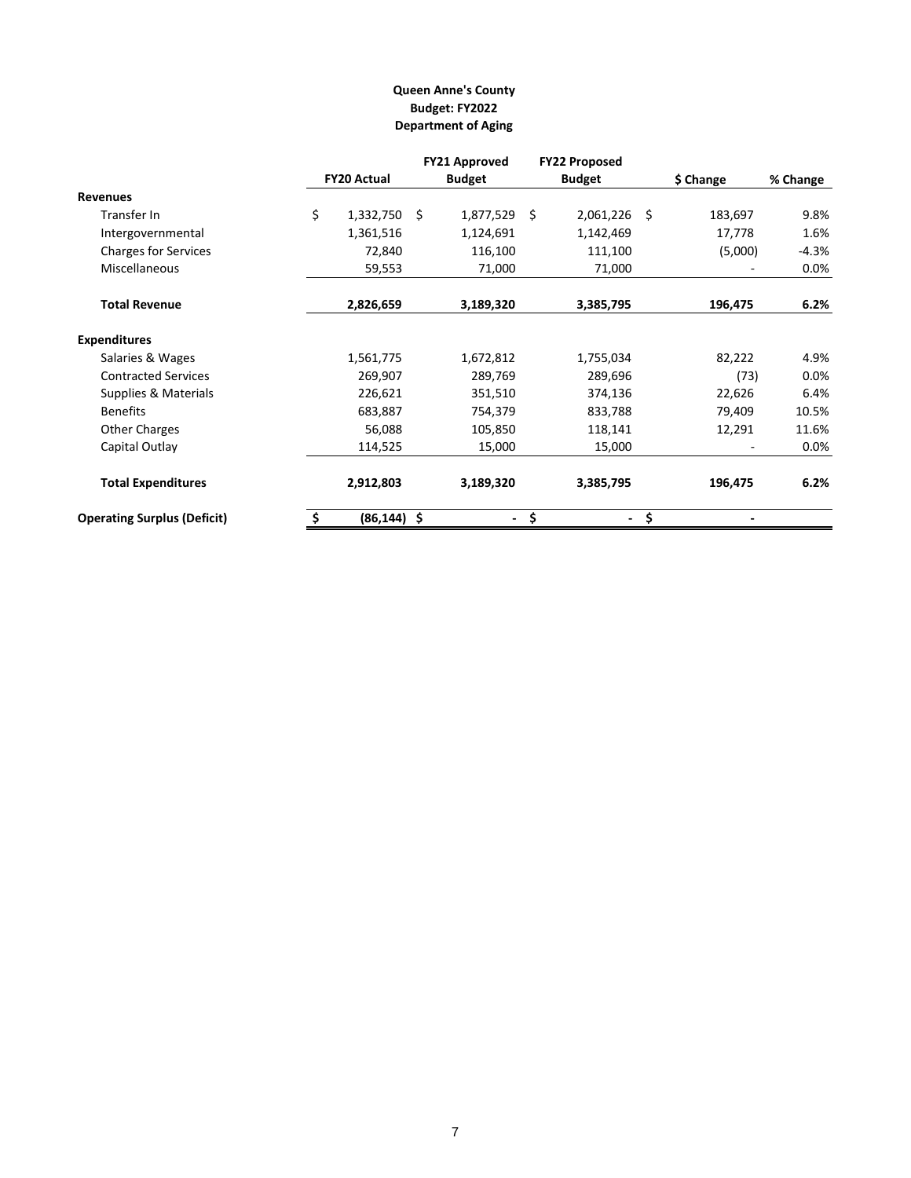**Queen Anne's County**
**Budget: FY2022**
**Department of Aging**

| | FY20 Actual | FY21 Approved Budget | FY22 Proposed Budget | $ Change | % Change |
|---|---|---|---|---|---|
| **Revenues** | | | | | |
| Transfer In | $ 1,332,750 | $ 1,877,529 | $ 2,061,226 | $ 183,697 | 9.8% |
| Intergovernmental | 1,361,516 | 1,124,691 | 1,142,469 | 17,778 | 1.6% |
| Charges for Services | 72,840 | 116,100 | 111,100 | (5,000) | -4.3% |
| Miscellaneous | 59,553 | 71,000 | 71,000 | - | 0.0% |
| **Total Revenue** | **2,826,659** | **3,189,320** | **3,385,795** | **196,475** | **6.2%** |
| **Expenditures** | | | | | |
| Salaries & Wages | 1,561,775 | 1,672,812 | 1,755,034 | 82,222 | 4.9% |
| Contracted Services | 269,907 | 289,769 | 289,696 | (73) | 0.0% |
| Supplies & Materials | 226,621 | 351,510 | 374,136 | 22,626 | 6.4% |
| Benefits | 683,887 | 754,379 | 833,788 | 79,409 | 10.5% |
| Other Charges | 56,088 | 105,850 | 118,141 | 12,291 | 11.6% |
| Capital Outlay | 114,525 | 15,000 | 15,000 | - | 0.0% |
| **Total Expenditures** | **2,912,803** | **3,189,320** | **3,385,795** | **196,475** | **6.2%** |
| **Operating Surplus (Deficit)** | **$ (86,144)** | **$ -** | **$ -** | **$ -** | |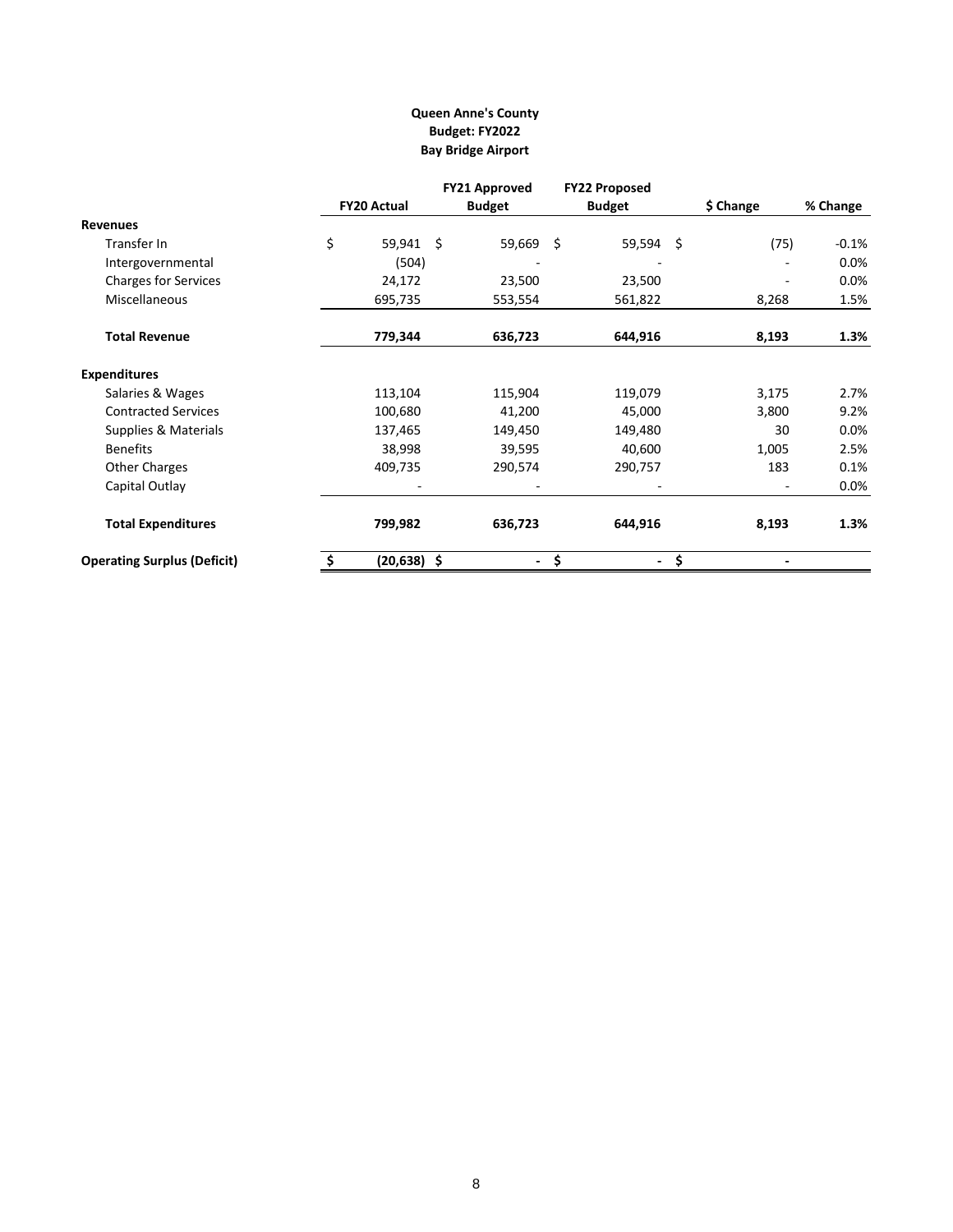**Queen Anne's County**
**Budget: FY2022**
**Bay Bridge Airport**

| | FY20 Actual | FY21 Approved Budget | FY22 Proposed Budget | $ Change | % Change |
|---|---|---|---|---|---|
| **Revenues** | | | | | |
| Transfer In | $ 59,941 | $ 59,669 | $ 59,594 | $ (75) | -0.1% |
| Intergovernmental | (504) | - | - | - | 0.0% |
| Charges for Services | 24,172 | 23,500 | 23,500 | - | 0.0% |
| Miscellaneous | 695,735 | 553,554 | 561,822 | 8,268 | 1.5% |
| **Total Revenue** | **779,344** | **636,723** | **644,916** | **8,193** | **1.3%** |
| **Expenditures** | | | | | |
| Salaries & Wages | 113,104 | 115,904 | 119,079 | 3,175 | 2.7% |
| Contracted Services | 100,680 | 41,200 | 45,000 | 3,800 | 9.2% |
| Supplies & Materials | 137,465 | 149,450 | 149,480 | 30 | 0.0% |
| Benefits | 38,998 | 39,595 | 40,600 | 1,005 | 2.5% |
| Other Charges | 409,735 | 290,574 | 290,757 | 183 | 0.1% |
| Capital Outlay | - | - | - | - | 0.0% |
| **Total Expenditures** | **799,982** | **636,723** | **644,916** | **8,193** | **1.3%** |
| **Operating Surplus (Deficit)** | **$ (20,638)** | **$ -** | **$ -** | **$ -** | |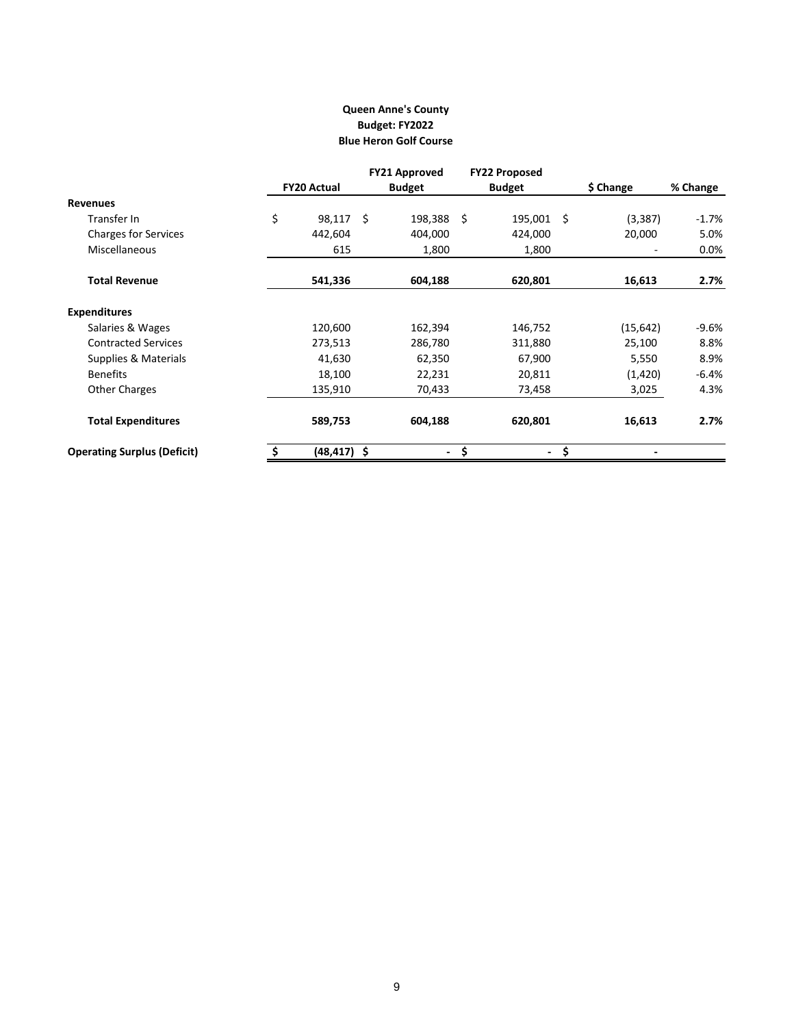**Queen Anne's County**
**Budget: FY2022**
**Blue Heron Golf Course**

| | FY20 Actual | FY21 Approved Budget | FY22 Proposed Budget | $ Change | % Change |
|---|---|---|---|---|---|
| **Revenues** | | | | | |
| Transfer In | $ 98,117 | $ 198,388 | $ 195,001 | $ (3,387) | -1.7% |
| Charges for Services | 442,604 | 404,000 | 424,000 | 20,000 | 5.0% |
| Miscellaneous | 615 | 1,800 | 1,800 | - | 0.0% |
| **Total Revenue** | **541,336** | **604,188** | **620,801** | **16,613** | **2.7%** |
| **Expenditures** | | | | | |
| Salaries & Wages | 120,600 | 162,394 | 146,752 | (15,642) | -9.6% |
| Contracted Services | 273,513 | 286,780 | 311,880 | 25,100 | 8.8% |
| Supplies & Materials | 41,630 | 62,350 | 67,900 | 5,550 | 8.9% |
| Benefits | 18,100 | 22,231 | 20,811 | (1,420) | -6.4% |
| Other Charges | 135,910 | 70,433 | 73,458 | 3,025 | 4.3% |
| **Total Expenditures** | **589,753** | **604,188** | **620,801** | **16,613** | **2.7%** |
| **Operating Surplus (Deficit)** | **$ (48,417)** | **$ -** | **$ -** | **$ -** | |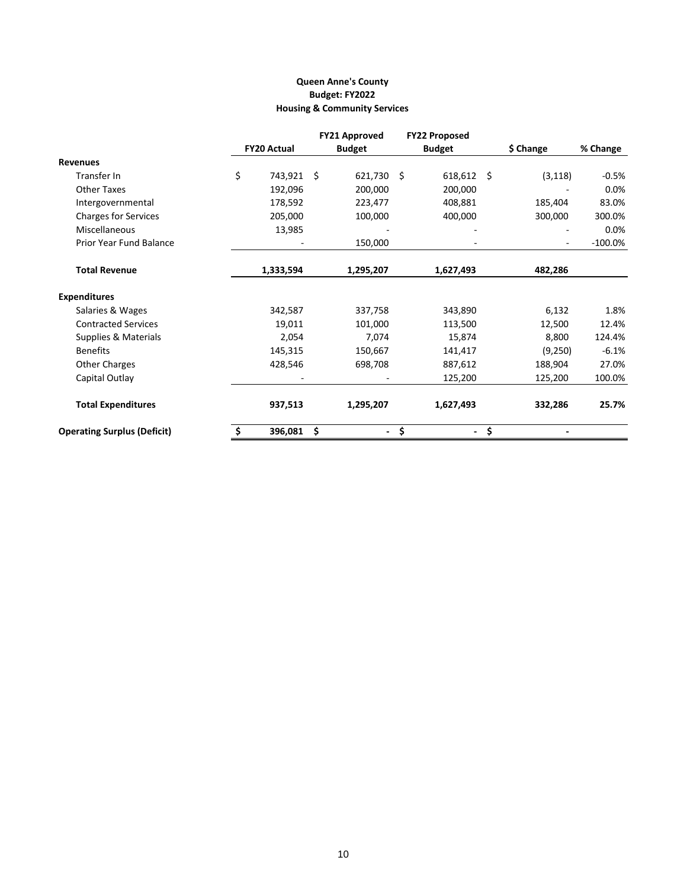**Queen Anne's County**
**Budget: FY2022**
**Housing & Community Services**

| | FY20 Actual | FY21 Approved Budget | FY22 Proposed Budget | $ Change | % Change |
|---|---|---|---|---|---|
| **Revenues** | | | | | |
| Transfer In | $ 743,921 | $ 621,730 | $ 618,612 | $ (3,118) | -0.5% |
| Other Taxes | 192,096 | 200,000 | 200,000 | - | 0.0% |
| Intergovernmental | 178,592 | 223,477 | 408,881 | 185,404 | 83.0% |
| Charges for Services | 205,000 | 100,000 | 400,000 | 300,000 | 300.0% |
| Miscellaneous | 13,985 | - | - | - | 0.0% |
| Prior Year Fund Balance | - | 150,000 | - | - | -100.0% |
| **Total Revenue** | **1,333,594** | **1,295,207** | **1,627,493** | **482,286** | |
| **Expenditures** | | | | | |
| Salaries & Wages | 342,587 | 337,758 | 343,890 | 6,132 | 1.8% |
| Contracted Services | 19,011 | 101,000 | 113,500 | 12,500 | 12.4% |
| Supplies & Materials | 2,054 | 7,074 | 15,874 | 8,800 | 124.4% |
| Benefits | 145,315 | 150,667 | 141,417 | (9,250) | -6.1% |
| Other Charges | 428,546 | 698,708 | 887,612 | 188,904 | 27.0% |
| Capital Outlay | - | - | 125,200 | 125,200 | 100.0% |
| **Total Expenditures** | **937,513** | **1,295,207** | **1,627,493** | **332,286** | **25.7%** |
| **Operating Surplus (Deficit)** | **$ 396,081** | **$ -** | **$ -** | **$ -** | |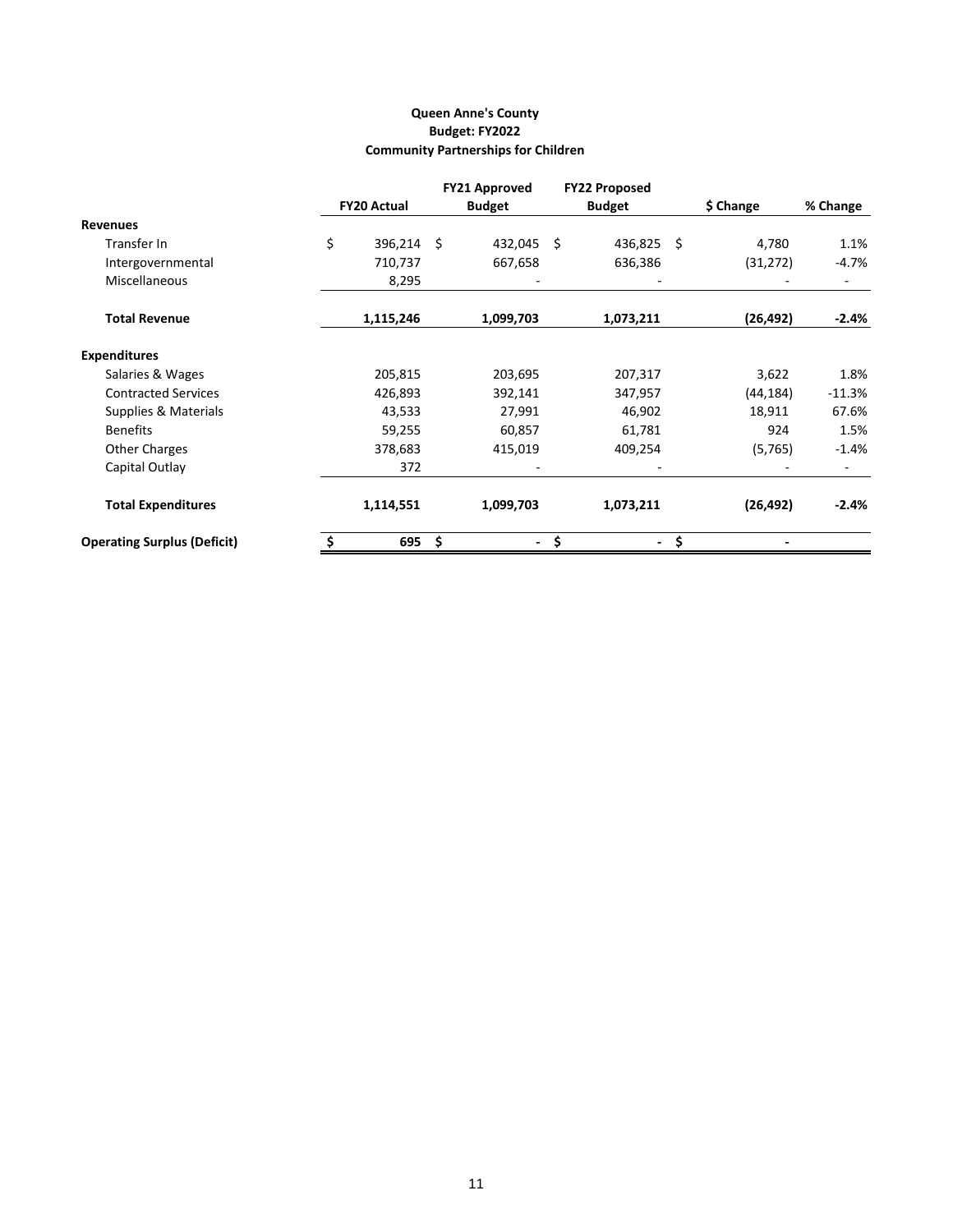**Queen Anne's County**
**Budget: FY2022**
**Community Partnerships for Children**

| | FY20 Actual | FY21 Approved Budget | FY22 Proposed Budget | $ Change | % Change |
|---|---|---|---|---|---|
| **Revenues** | | | | | |
| Transfer In | $ 396,214 | $ 432,045 | $ 436,825 | $ 4,780 | 1.1% |
| Intergovernmental | 710,737 | 667,658 | 636,386 | (31,272) | -4.7% |
| Miscellaneous | 8,295 | - | - | - | - |
| **Total Revenue** | **1,115,246** | **1,099,703** | **1,073,211** | **(26,492)** | **-2.4%** |
| **Expenditures** | | | | | |
| Salaries & Wages | 205,815 | 203,695 | 207,317 | 3,622 | 1.8% |
| Contracted Services | 426,893 | 392,141 | 347,957 | (44,184) | -11.3% |
| Supplies & Materials | 43,533 | 27,991 | 46,902 | 18,911 | 67.6% |
| Benefits | 59,255 | 60,857 | 61,781 | 924 | 1.5% |
| Other Charges | 378,683 | 415,019 | 409,254 | (5,765) | -1.4% |
| Capital Outlay | 372 | - | - | - | - |
| **Total Expenditures** | **1,114,551** | **1,099,703** | **1,073,211** | **(26,492)** | **-2.4%** |
| **Operating Surplus (Deficit)** | **$ 695** | **$ -** | **$ -** | **$ -** | |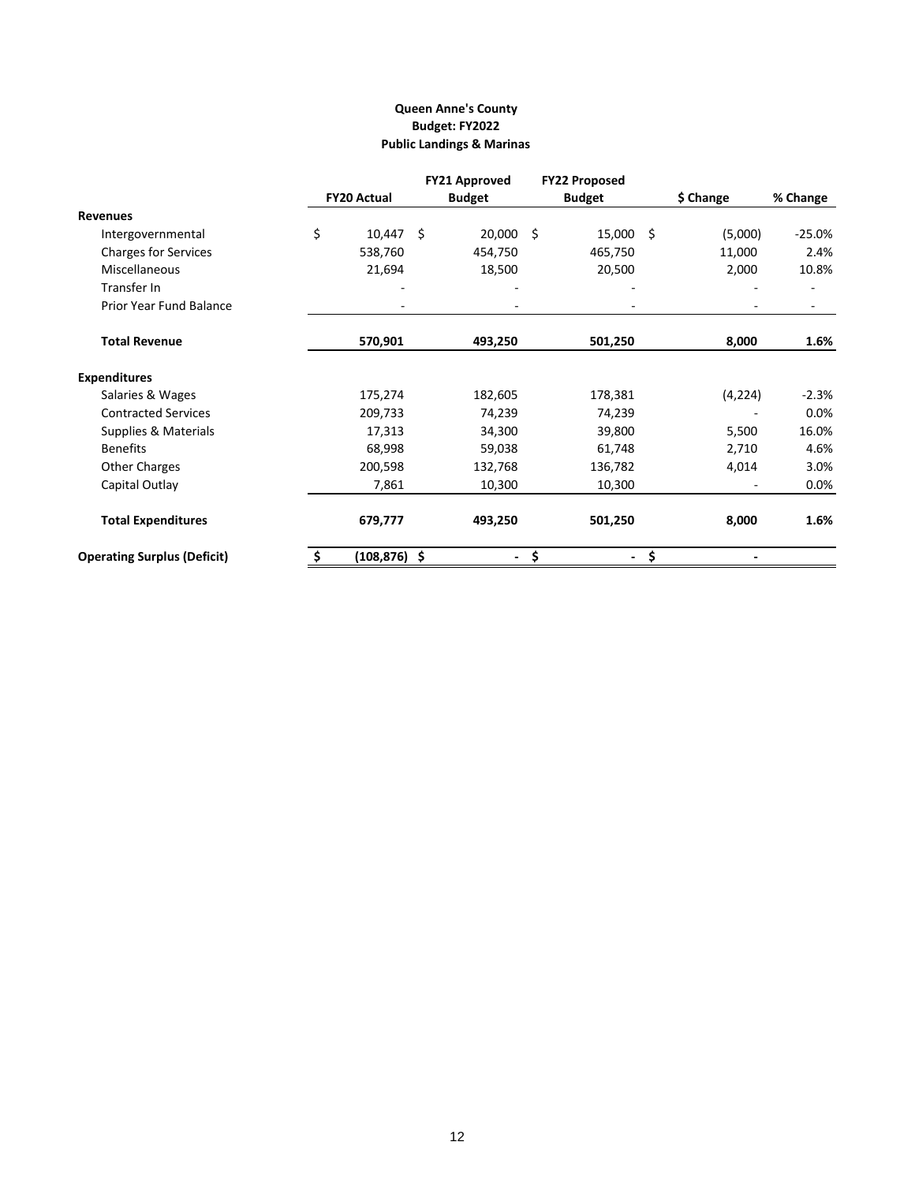**Queen Anne's County**
**Budget: FY2022**
**Public Landings & Marinas**

| | FY20 Actual | FY21 Approved Budget | FY22 Proposed Budget | $ Change | % Change |
|---|---|---|---|---|---|
| **Revenues** | | | | | |
| Intergovernmental | $ 10,447 | $ 20,000 | $ 15,000 | $ (5,000) | -25.0% |
| Charges for Services | 538,760 | 454,750 | 465,750 | 11,000 | 2.4% |
| Miscellaneous | 21,694 | 18,500 | 20,500 | 2,000 | 10.8% |
| Transfer In | - | - | - | - | - |
| Prior Year Fund Balance | - | - | - | - | - |
| **Total Revenue** | **570,901** | **493,250** | **501,250** | **8,000** | **1.6%** |
| **Expenditures** | | | | | |
| Salaries & Wages | 175,274 | 182,605 | 178,381 | (4,224) | -2.3% |
| Contracted Services | 209,733 | 74,239 | 74,239 | - | 0.0% |
| Supplies & Materials | 17,313 | 34,300 | 39,800 | 5,500 | 16.0% |
| Benefits | 68,998 | 59,038 | 61,748 | 2,710 | 4.6% |
| Other Charges | 200,598 | 132,768 | 136,782 | 4,014 | 3.0% |
| Capital Outlay | 7,861 | 10,300 | 10,300 | - | 0.0% |
| **Total Expenditures** | **679,777** | **493,250** | **501,250** | **8,000** | **1.6%** |
| **Operating Surplus (Deficit)** | **$ (108,876)** | **$ -** | **$ -** | **$ -** | |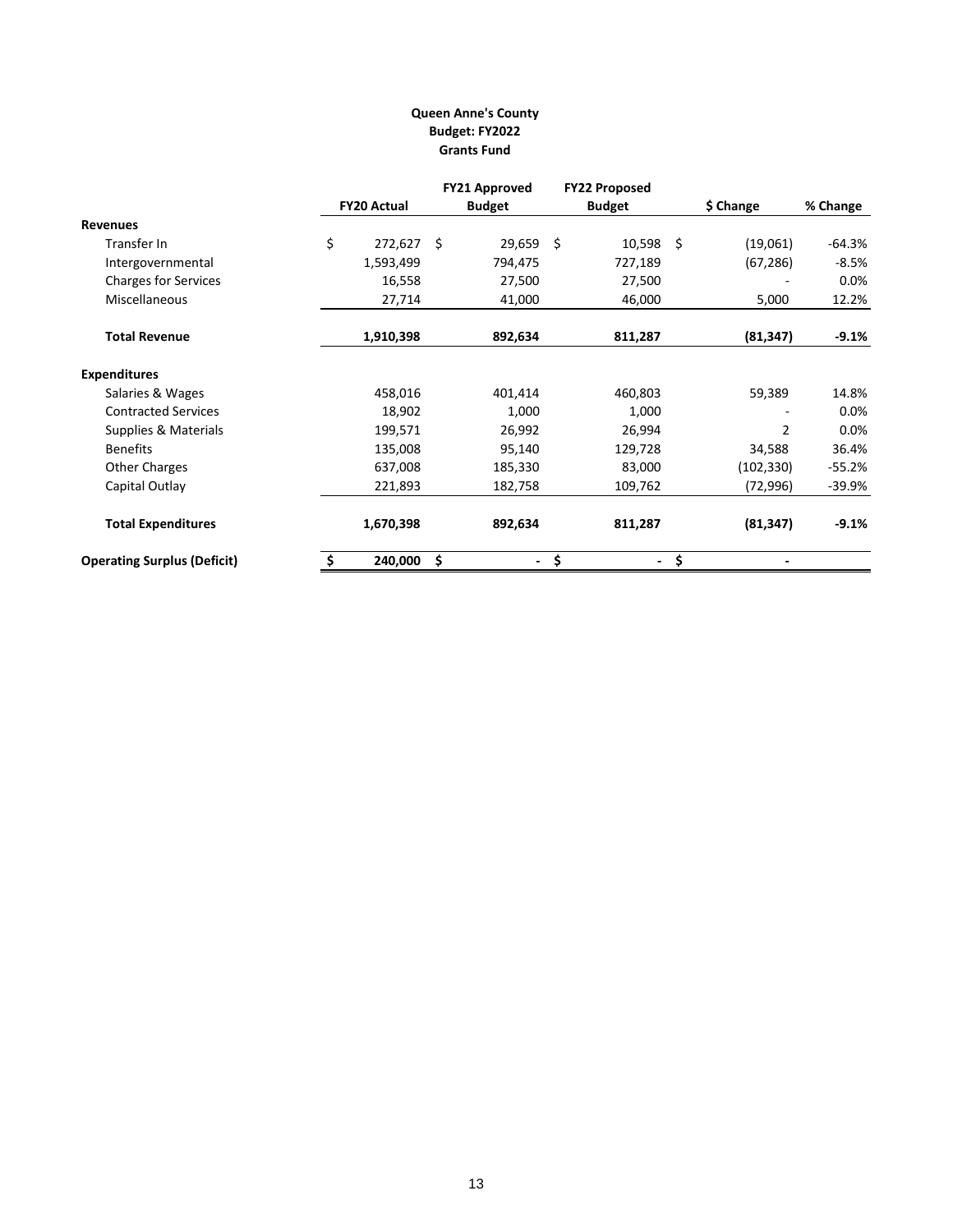**Queen Anne's County**
**Budget: FY2022**
**Grants Fund**

| | FY20 Actual | FY21 Approved Budget | FY22 Proposed Budget | $ Change | % Change |
|---|---|---|---|---|---|
| **Revenues** | | | | | |
| Transfer In | $ 272,627 | $ 29,659 | $ 10,598 | $ (19,061) | -64.3% |
| Intergovernmental | 1,593,499 | 794,475 | 727,189 | (67,286) | -8.5% |
| Charges for Services | 16,558 | 27,500 | 27,500 | - | 0.0% |
| Miscellaneous | 27,714 | 41,000 | 46,000 | 5,000 | 12.2% |
| **Total Revenue** | **1,910,398** | **892,634** | **811,287** | **(81,347)** | **-9.1%** |
| **Expenditures** | | | | | |
| Salaries & Wages | 458,016 | 401,414 | 460,803 | 59,389 | 14.8% |
| Contracted Services | 18,902 | 1,000 | 1,000 | - | 0.0% |
| Supplies & Materials | 199,571 | 26,992 | 26,994 | 2 | 0.0% |
| Benefits | 135,008 | 95,140 | 129,728 | 34,588 | 36.4% |
| Other Charges | 637,008 | 185,330 | 83,000 | (102,330) | -55.2% |
| Capital Outlay | 221,893 | 182,758 | 109,762 | (72,996) | -39.9% |
| **Total Expenditures** | **1,670,398** | **892,634** | **811,287** | **(81,347)** | **-9.1%** |
| **Operating Surplus (Deficit)** | **$ 240,000** | **$ -** | **$ -** | **$ -** | |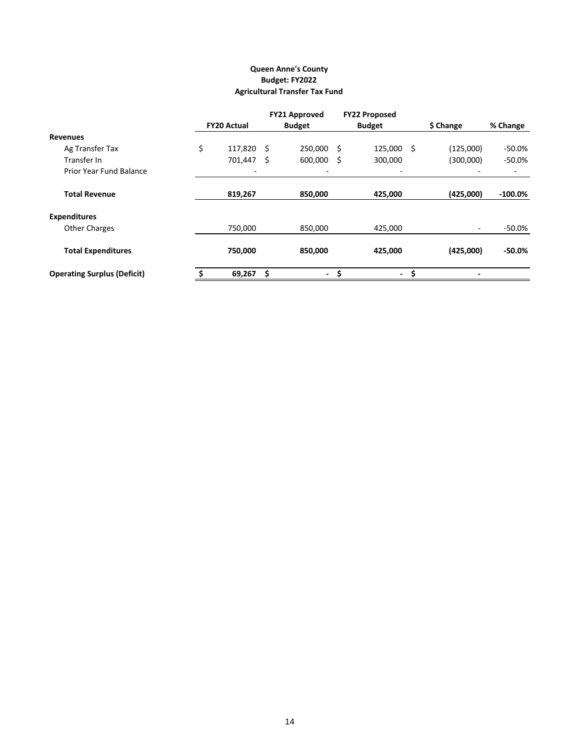**Queen Anne's County**
**Budget: FY2022**
**Agricultural Transfer Tax Fund**

| | FY20 Actual | FY21 Approved Budget | FY22 Proposed Budget | $ Change | % Change |
|---|---|---|---|---|---|
| **Revenues** | | | | | |
| Ag Transfer Tax | $ 117,820 | $ 250,000 | $ 125,000 | $ (125,000) | -50.0% |
| Transfer In | 701,447 | $ 600,000 | $ 300,000 | (300,000) | -50.0% |
| Prior Year Fund Balance | - | - | - | - | - |
| **Total Revenue** | **819,267** | **850,000** | **425,000** | **(425,000)** | **-100.0%** |
| **Expenditures** | | | | | |
| Other Charges | 750,000 | 850,000 | 425,000 | - | -50.0% |
| **Total Expenditures** | **750,000** | **850,000** | **425,000** | **(425,000)** | **-50.0%** |
| **Operating Surplus (Deficit)** | **$ 69,267** | **$ -** | **$ -** | **$ -** | |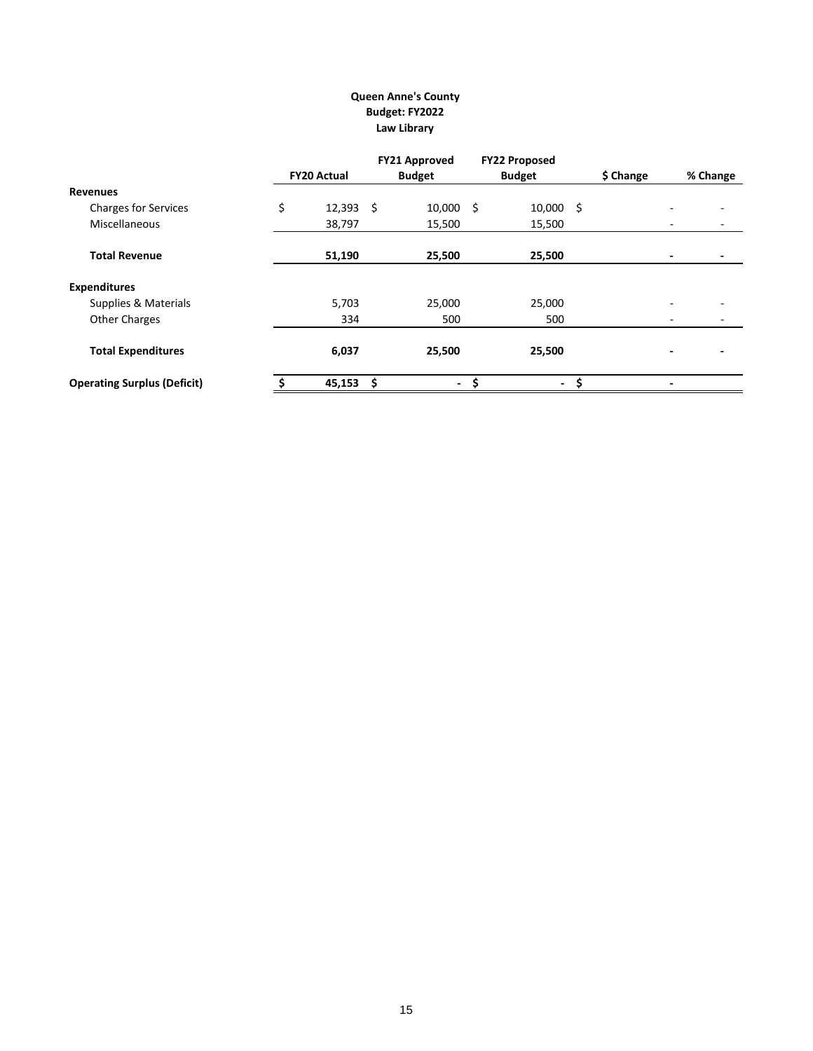**Queen Anne's County**
**Budget: FY2022**
**Law Library**

| | FY20 Actual | FY21 Approved Budget | FY22 Proposed Budget | $ Change | % Change |
|---|---|---|---|---|---|
| **Revenues** | | | | | |
| Charges for Services | $ 12,393 | $ 10,000 | $ 10,000 | $ - | - |
| Miscellaneous | 38,797 | 15,500 | 15,500 | - | - |
| **Total Revenue** | **51,190** | **25,500** | **25,500** | **-** | **-** |
| **Expenditures** | | | | | |
| Supplies & Materials | 5,703 | 25,000 | 25,000 | - | - |
| Other Charges | 334 | 500 | 500 | - | - |
| **Total Expenditures** | **6,037** | **25,500** | **25,500** | **-** | **-** |
| **Operating Surplus (Deficit)** | **$ 45,153** | **$ -** | **$ -** | **$ -** | |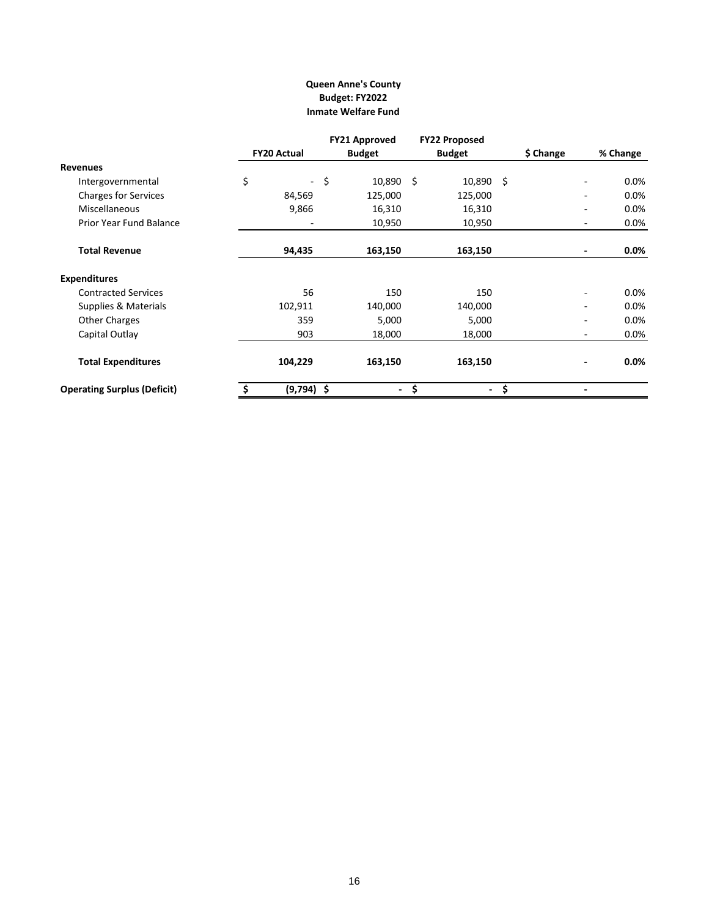**Queen Anne's County**
**Budget: FY2022**
**Inmate Welfare Fund**

| | FY20 Actual | FY21 Approved Budget | FY22 Proposed Budget | $ Change | % Change |
|---|---|---|---|---|---|
| **Revenues** | | | | | |
| Intergovernmental | $ - | $ 10,890 | $ 10,890 | $ - | 0.0% |
| Charges for Services | 84,569 | 125,000 | 125,000 | - | 0.0% |
| Miscellaneous | 9,866 | 16,310 | 16,310 | - | 0.0% |
| Prior Year Fund Balance | - | 10,950 | 10,950 | - | 0.0% |
| **Total Revenue** | **94,435** | **163,150** | **163,150** | **-** | **0.0%** |
| **Expenditures** | | | | | |
| Contracted Services | 56 | 150 | 150 | - | 0.0% |
| Supplies & Materials | 102,911 | 140,000 | 140,000 | - | 0.0% |
| Other Charges | 359 | 5,000 | 5,000 | - | 0.0% |
| Capital Outlay | 903 | 18,000 | 18,000 | - | 0.0% |
| **Total Expenditures** | **104,229** | **163,150** | **163,150** | **-** | **0.0%** |
| **Operating Surplus (Deficit)** | **$ (9,794)** | **$ -** | **$ -** | **$ -** | |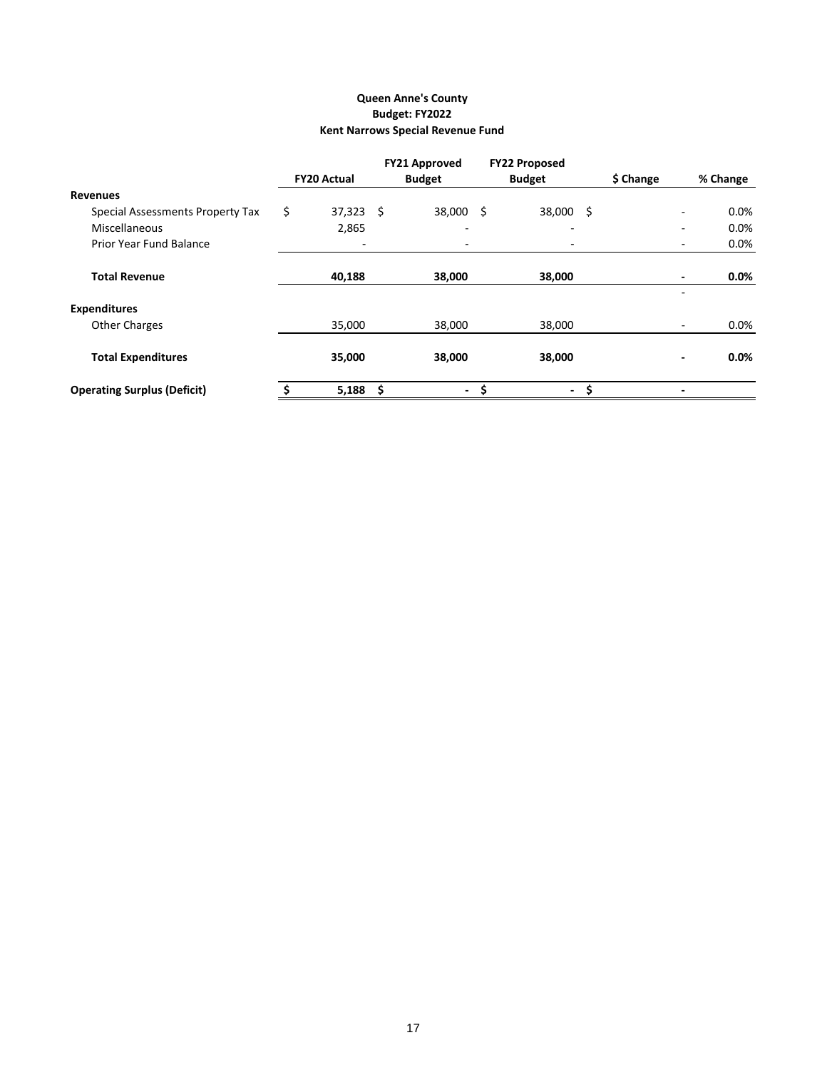**Queen Anne's County**
**Budget: FY2022**
**Kent Narrows Special Revenue Fund**

| | FY20 Actual | FY21 Approved Budget | FY22 Proposed Budget | $ Change | % Change |
|---|---|---|---|---|---|
| **Revenues** | | | | | |
| Special Assessments Property Tax | $ 37,323 | $ 38,000 | $ 38,000 | $ - | 0.0% |
| Miscellaneous | 2,865 | - | - | - | 0.0% |
| Prior Year Fund Balance | - | - | - | - | 0.0% |
| **Total Revenue** | **40,188** | **38,000** | **38,000** | **-** | **0.0%** |
| | | | | - | |
| **Expenditures** | | | | | |
| Other Charges | 35,000 | 38,000 | 38,000 | - | 0.0% |
| **Total Expenditures** | **35,000** | **38,000** | **38,000** | **-** | **0.0%** |
| **Operating Surplus (Deficit)** | **$ 5,188** | **$ -** | **$ -** | **$ -** | |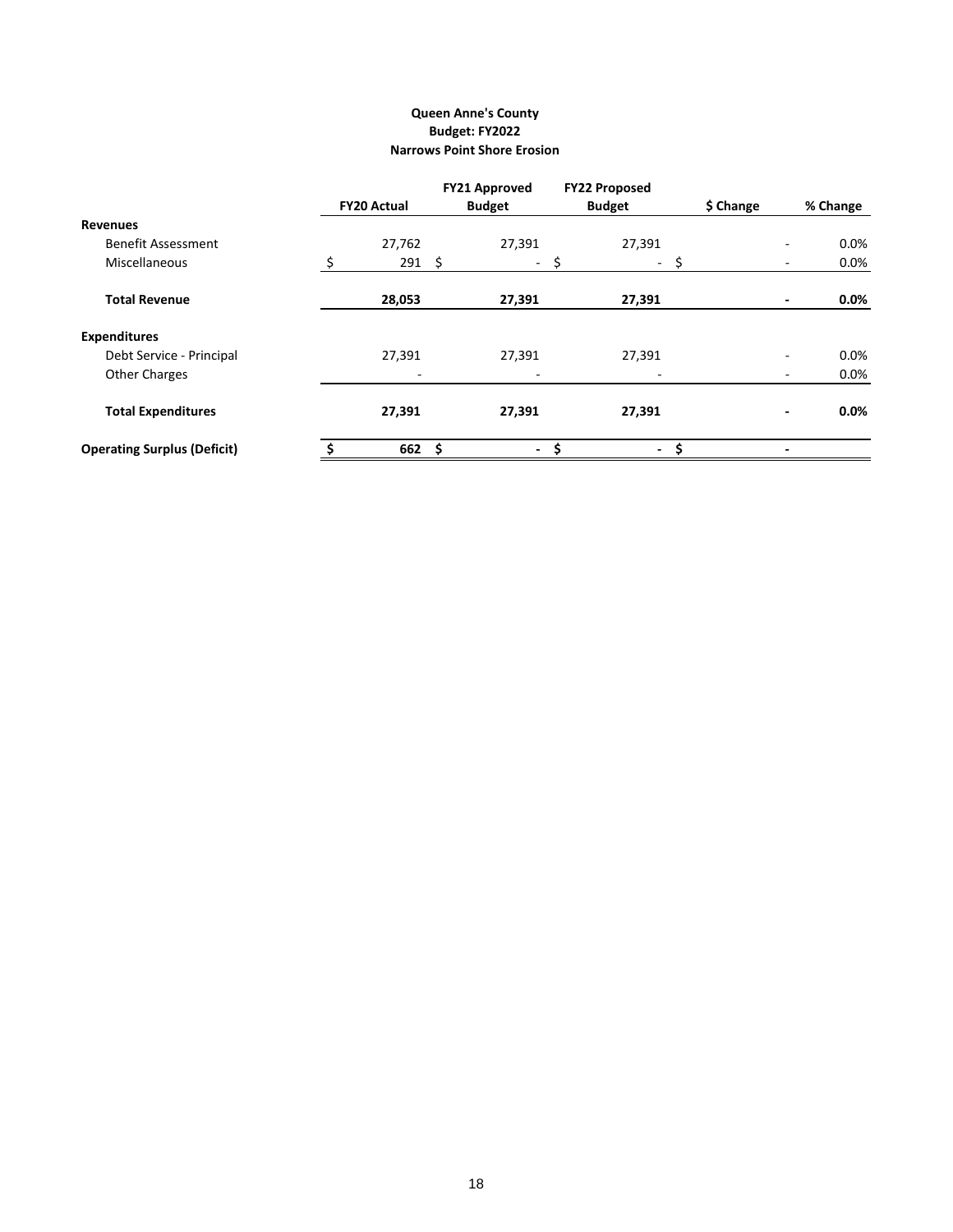**Queen Anne's County**
**Budget: FY2022**
**Narrows Point Shore Erosion**

| | FY20 Actual | FY21 Approved Budget | FY22 Proposed Budget | $ Change | % Change |
|---|---|---|---|---|---|
| **Revenues** | | | | | |
| Benefit Assessment | 27,762 | 27,391 | 27,391 | - | 0.0% |
| Miscellaneous | $ 291 | $ - | $ - | $ - | 0.0% |
| **Total Revenue** | **28,053** | **27,391** | **27,391** | **-** | **0.0%** |
| **Expenditures** | | | | | |
| Debt Service - Principal | 27,391 | 27,391 | 27,391 | - | 0.0% |
| Other Charges | - | - | - | - | 0.0% |
| **Total Expenditures** | **27,391** | **27,391** | **27,391** | **-** | **0.0%** |
| **Operating Surplus (Deficit)** | **$ 662** | **$ -** | **$ -** | **$ -** | |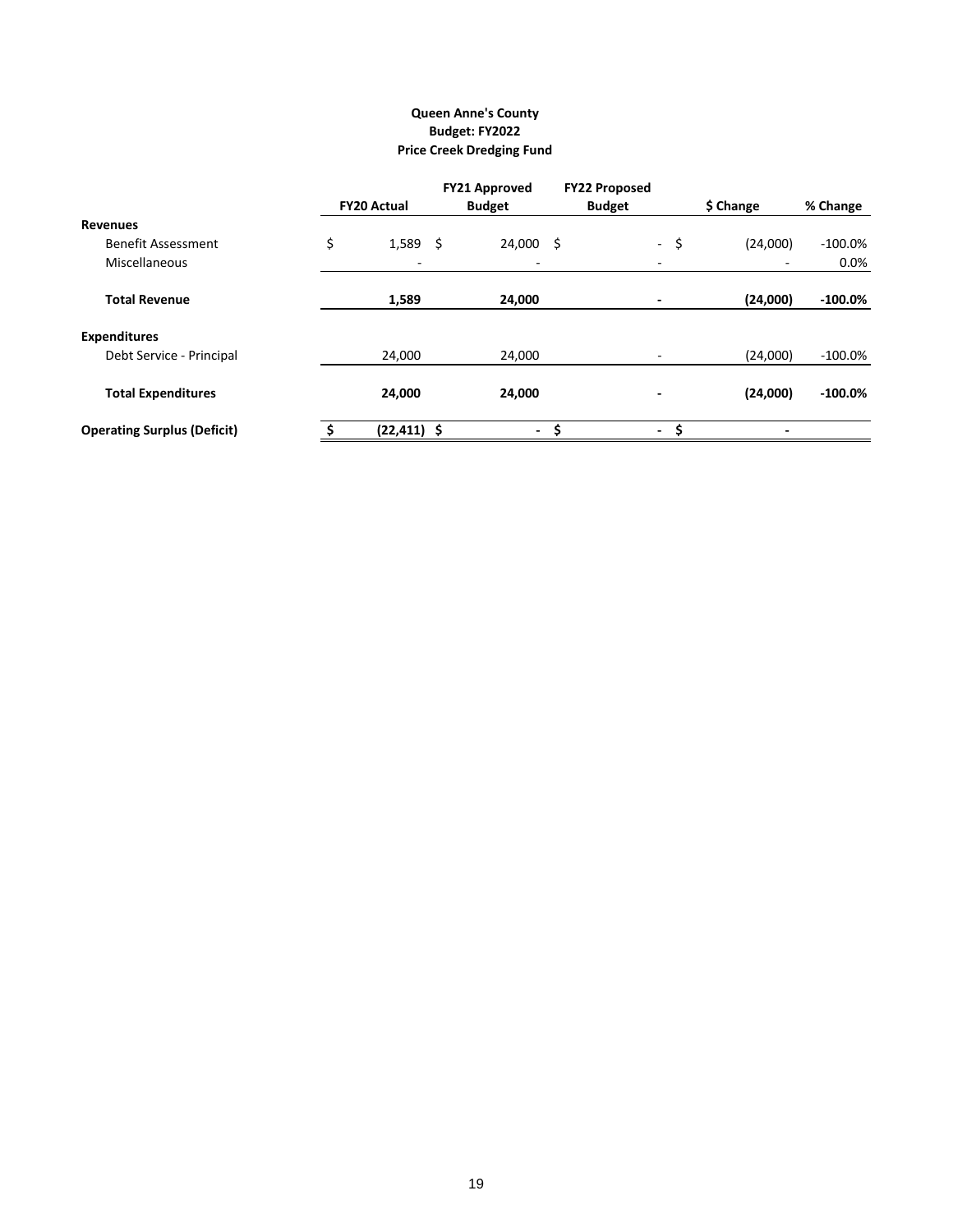**Queen Anne's County**
**Budget: FY2022**
**Price Creek Dredging Fund**

| | FY20 Actual | FY21 Approved Budget | FY22 Proposed Budget | $ Change | % Change |
|---|---|---|---|---|---|
| **Revenues** | | | | | |
| Benefit Assessment | $ 1,589 | $ 24,000 | $ - | $ (24,000) | -100.0% |
| Miscellaneous | - | - | - | - | 0.0% |
| **Total Revenue** | **1,589** | **24,000** | **-** | **(24,000)** | **-100.0%** |
| **Expenditures** | | | | | |
| Debt Service - Principal | 24,000 | 24,000 | - | (24,000) | -100.0% |
| **Total Expenditures** | **24,000** | **24,000** | **-** | **(24,000)** | **-100.0%** |
| **Operating Surplus (Deficit)** | **$ (22,411)** | **$ -** | **$ -** | **$ -** | |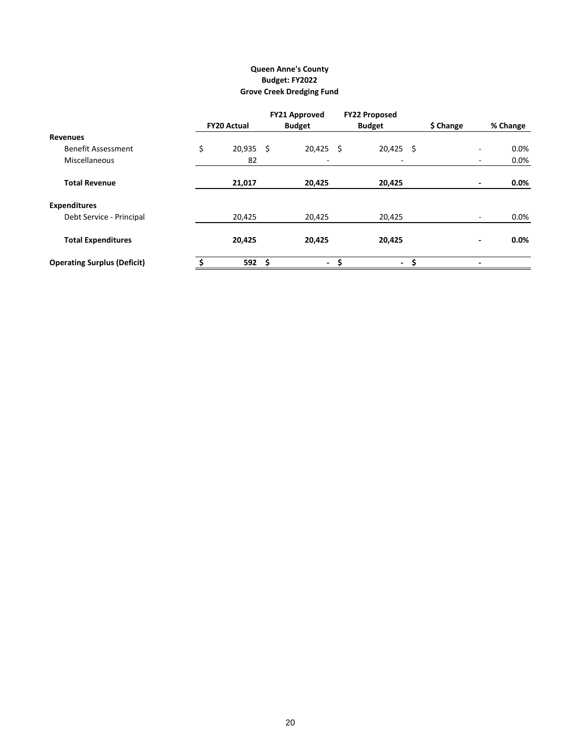**Queen Anne's County**
**Budget: FY2022**
**Grove Creek Dredging Fund**

| | FY20 Actual | FY21 Approved Budget | FY22 Proposed Budget | $ Change | % Change |
|---|---|---|---|---|---|
| **Revenues** | | | | | |
| Benefit Assessment | $ 20,935 | $ 20,425 | $ 20,425 | $ - | 0.0% |
| Miscellaneous | 82 | - | - | - | 0.0% |
| **Total Revenue** | **21,017** | **20,425** | **20,425** | **-** | **0.0%** |
| **Expenditures** | | | | | |
| Debt Service - Principal | 20,425 | 20,425 | 20,425 | - | 0.0% |
| **Total Expenditures** | **20,425** | **20,425** | **20,425** | **-** | **0.0%** |
| **Operating Surplus (Deficit)** | **$ 592** | **$ -** | **$ -** | **$ -** | |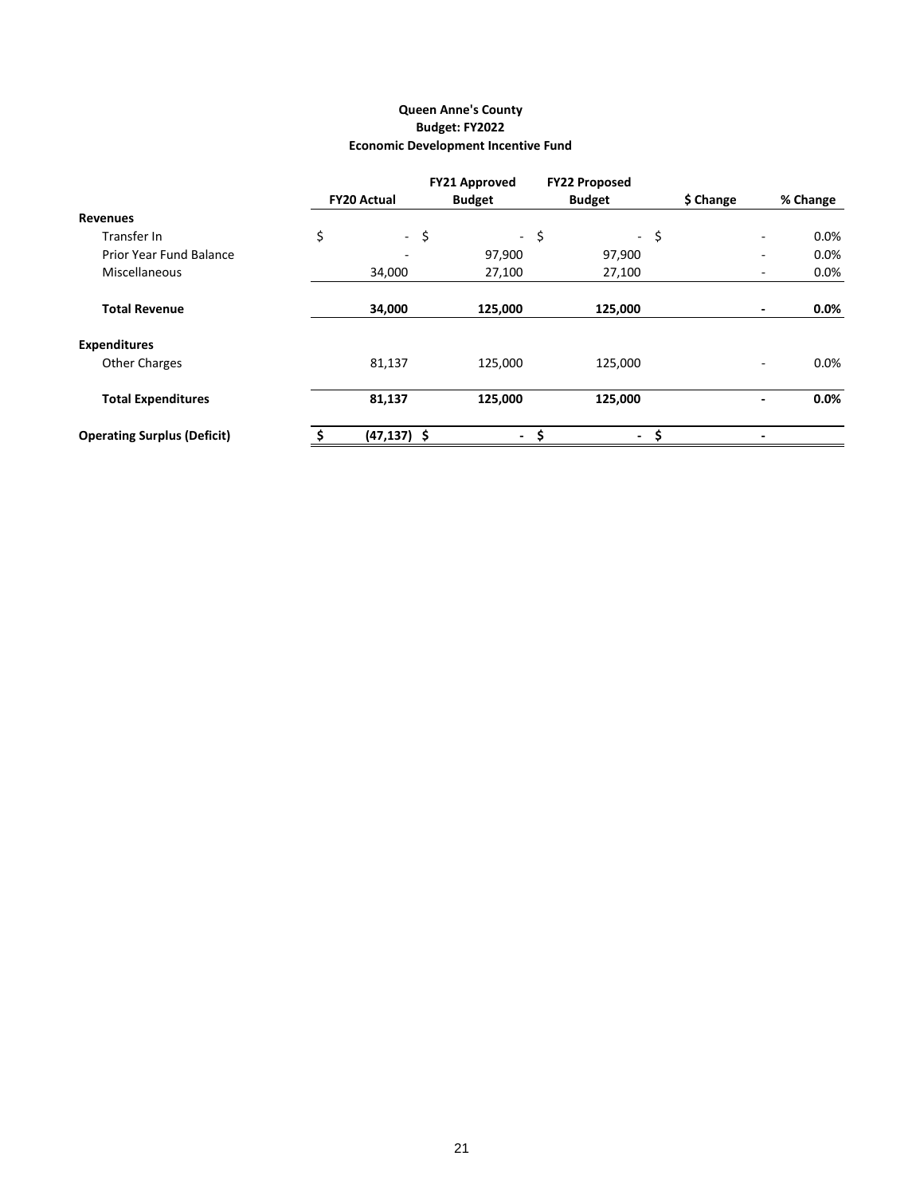**Queen Anne's County**
**Budget: FY2022**
**Economic Development Incentive Fund**

| | FY20 Actual | FY21 Approved Budget | FY22 Proposed Budget | $ Change | % Change |
|---|---|---|---|---|---|
| **Revenues** | | | | | |
| Transfer In | $ - | $ - | $ - | $ - | 0.0% |
| Prior Year Fund Balance | - | 97,900 | 97,900 | - | 0.0% |
| Miscellaneous | 34,000 | 27,100 | 27,100 | - | 0.0% |
| **Total Revenue** | **34,000** | **125,000** | **125,000** | **-** | **0.0%** |
| **Expenditures** | | | | | |
| Other Charges | 81,137 | 125,000 | 125,000 | - | 0.0% |
| **Total Expenditures** | **81,137** | **125,000** | **125,000** | **-** | **0.0%** |
| **Operating Surplus (Deficit)** | **$ (47,137)** | **$ -** | **$ -** | **$ -** | |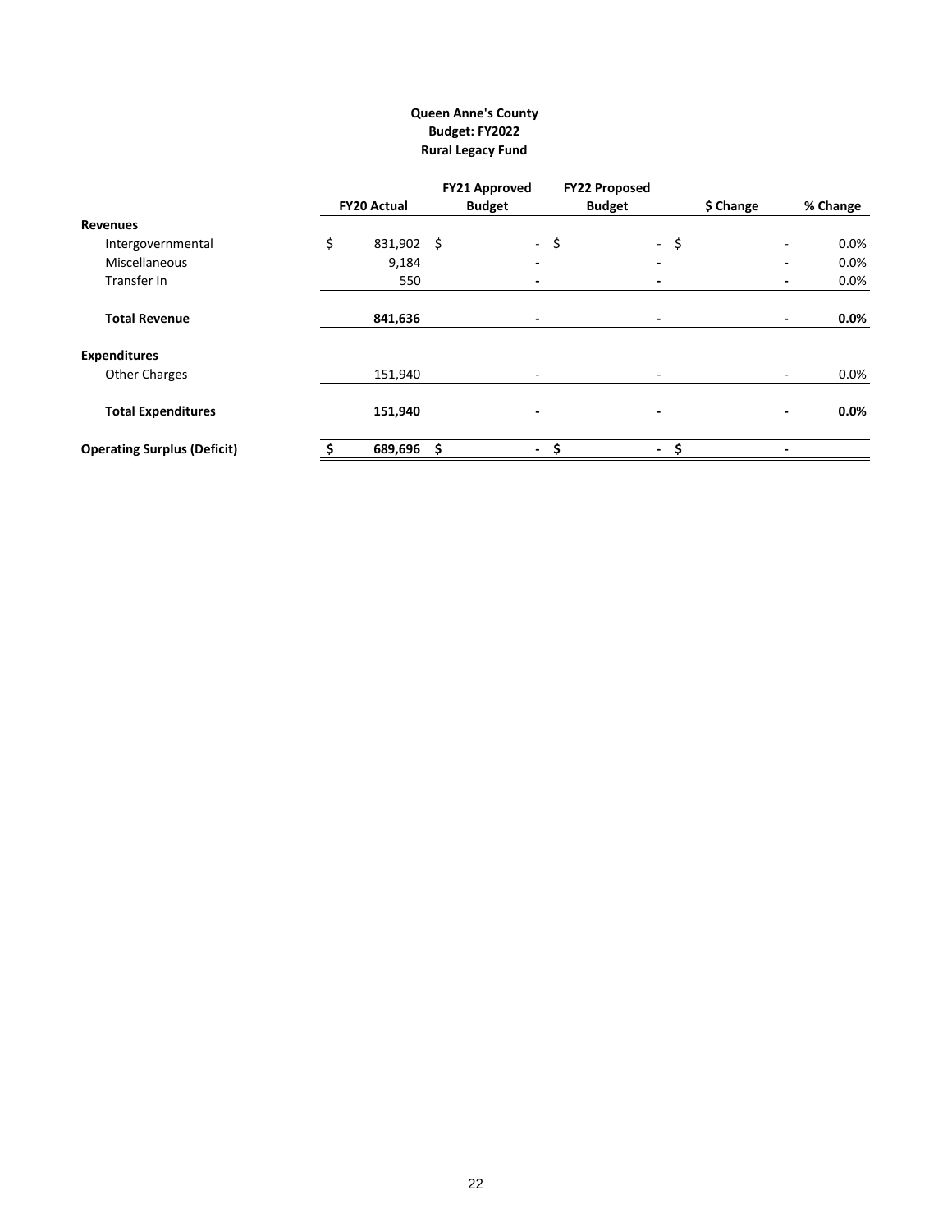**Queen Anne's County**
**Budget: FY2022**
**Rural Legacy Fund**

| | FY20 Actual | FY21 Approved Budget | FY22 Proposed Budget | $ Change | % Change |
|---|---|---|---|---|---|
| **Revenues** | | | | | |
| Intergovernmental | $ 831,902 | $ - | $ - | $ - | 0.0% |
| Miscellaneous | 9,184 | - | - | - | 0.0% |
| Transfer In | 550 | - | - | - | 0.0% |
| **Total Revenue** | **841,636** | **-** | **-** | **-** | **0.0%** |
| **Expenditures** | | | | | |
| Other Charges | 151,940 | - | - | - | 0.0% |
| **Total Expenditures** | **151,940** | **-** | **-** | **-** | **0.0%** |
| **Operating Surplus (Deficit)** | **$ 689,696** | **$ -** | **$ -** | **$ -** | |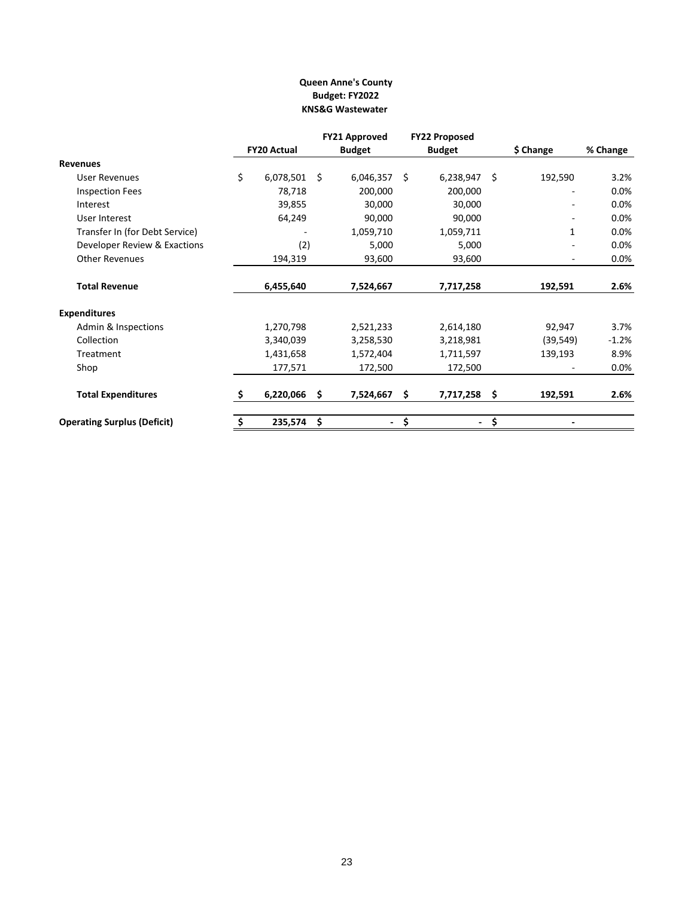**Queen Anne's County**
**Budget: FY2022**
**KNS&G Wastewater**

| | FY20 Actual | FY21 Approved Budget | FY22 Proposed Budget | $ Change | % Change |
|---|---|---|---|---|---|
| **Revenues** | | | | | |
| User Revenues | $ 6,078,501 | $ 6,046,357 | $ 6,238,947 | $ 192,590 | 3.2% |
| Inspection Fees | 78,718 | 200,000 | 200,000 | - | 0.0% |
| Interest | 39,855 | 30,000 | 30,000 | - | 0.0% |
| User Interest | 64,249 | 90,000 | 90,000 | - | 0.0% |
| Transfer In (for Debt Service) | - | 1,059,710 | 1,059,711 | 1 | 0.0% |
| Developer Review & Exactions | (2) | 5,000 | 5,000 | - | 0.0% |
| Other Revenues | 194,319 | 93,600 | 93,600 | - | 0.0% |
| **Total Revenue** | **6,455,640** | **7,524,667** | **7,717,258** | **192,591** | **2.6%** |
| **Expenditures** | | | | | |
| Admin & Inspections | 1,270,798 | 2,521,233 | 2,614,180 | 92,947 | 3.7% |
| Collection | 3,340,039 | 3,258,530 | 3,218,981 | (39,549) | -1.2% |
| Treatment | 1,431,658 | 1,572,404 | 1,711,597 | 139,193 | 8.9% |
| Shop | 177,571 | 172,500 | 172,500 | - | 0.0% |
| **Total Expenditures** | **$ 6,220,066** | **$ 7,524,667** | **$ 7,717,258** | **$ 192,591** | **2.6%** |
| **Operating Surplus (Deficit)** | **$ 235,574** | **$ -** | **$ -** | **$ -** | |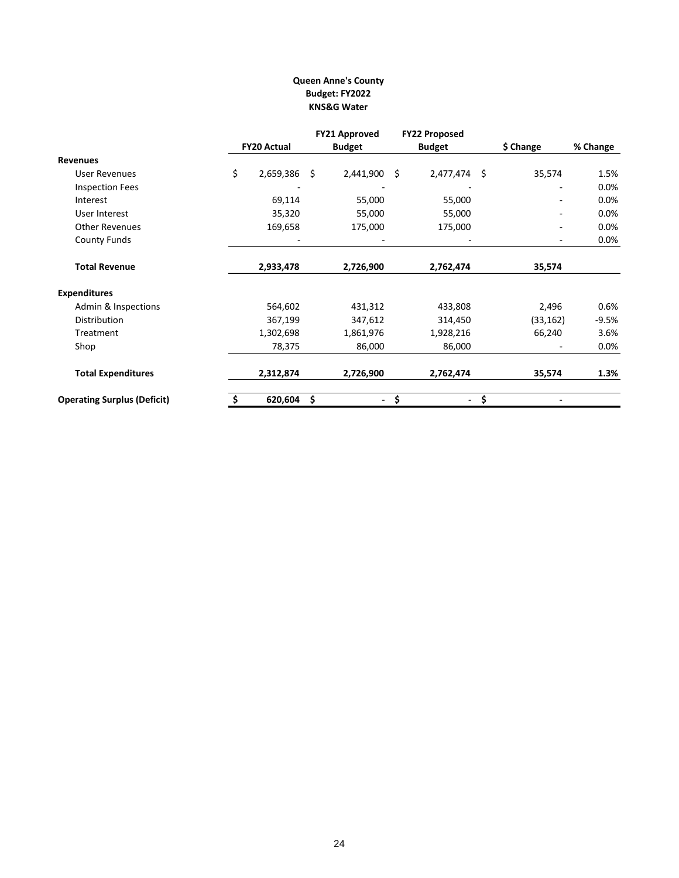**Queen Anne's County**
**Budget: FY2022**
**KNS&G Water**

| | FY20 Actual | FY21 Approved Budget | FY22 Proposed Budget | $ Change | % Change |
|---|---|---|---|---|---|
| **Revenues** | | | | | |
| User Revenues | $ 2,659,386 | $ 2,441,900 | $ 2,477,474 | $ 35,574 | 1.5% |
| Inspection Fees | - | - | - | - | 0.0% |
| Interest | 69,114 | 55,000 | 55,000 | - | 0.0% |
| User Interest | 35,320 | 55,000 | 55,000 | - | 0.0% |
| Other Revenues | 169,658 | 175,000 | 175,000 | - | 0.0% |
| County Funds | - | - | - | - | 0.0% |
| **Total Revenue** | **2,933,478** | **2,726,900** | **2,762,474** | **35,574** | |
| **Expenditures** | | | | | |
| Admin & Inspections | 564,602 | 431,312 | 433,808 | 2,496 | 0.6% |
| Distribution | 367,199 | 347,612 | 314,450 | (33,162) | -9.5% |
| Treatment | 1,302,698 | 1,861,976 | 1,928,216 | 66,240 | 3.6% |
| Shop | 78,375 | 86,000 | 86,000 | - | 0.0% |
| **Total Expenditures** | **2,312,874** | **2,726,900** | **2,762,474** | **35,574** | **1.3%** |
| **Operating Surplus (Deficit)** | **$ 620,604** | **$ -** | **$ -** | **$ -** | |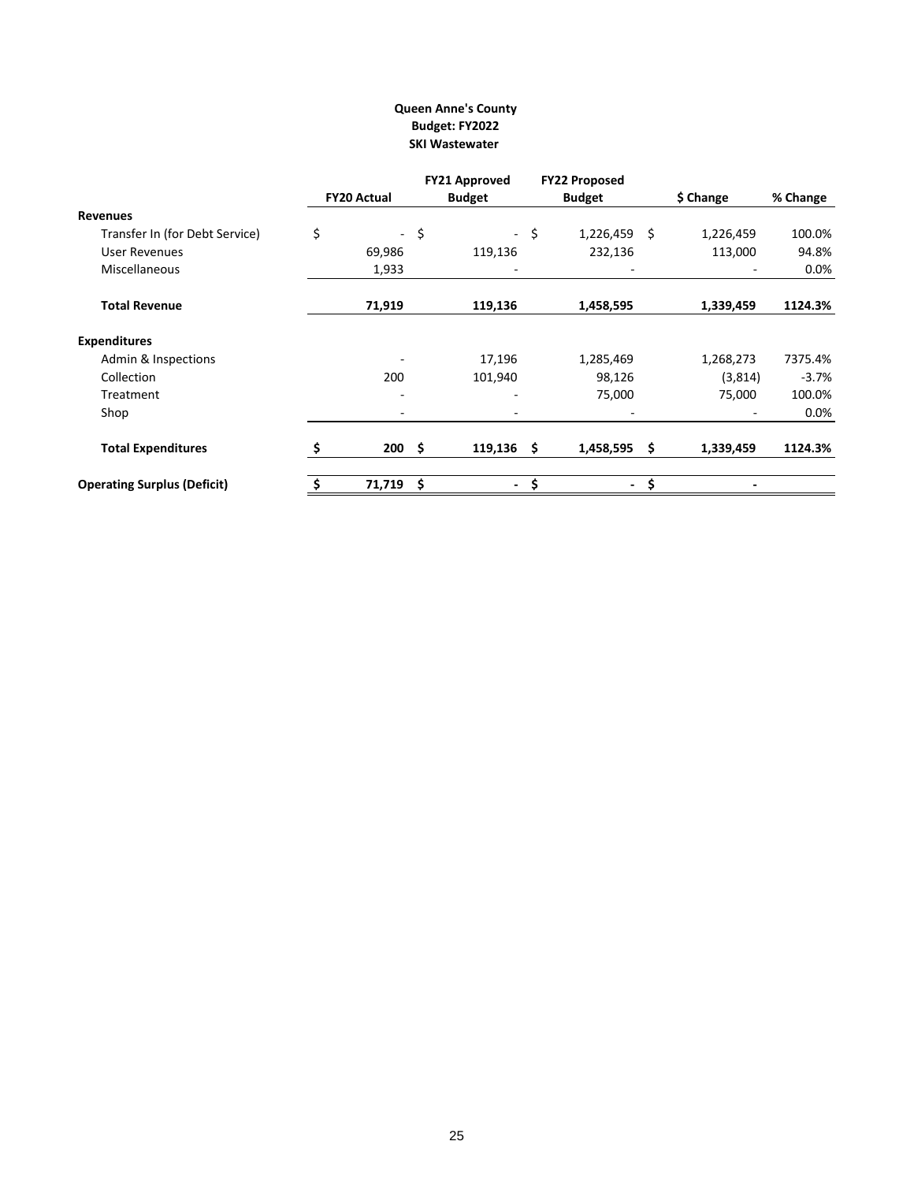**Queen Anne's County**
**Budget: FY2022**
**SKI Wastewater**

| | FY20 Actual | FY21 Approved Budget | FY22 Proposed Budget | $ Change | % Change |
|---|---|---|---|---|---|
| **Revenues** | | | | | |
| Transfer In (for Debt Service) | $ - | $ - | $ 1,226,459 | $ 1,226,459 | 100.0% |
| User Revenues | 69,986 | 119,136 | 232,136 | 113,000 | 94.8% |
| Miscellaneous | 1,933 | - | - | - | 0.0% |
| **Total Revenue** | **71,919** | **119,136** | **1,458,595** | **1,339,459** | **1124.3%** |
| **Expenditures** | | | | | |
| Admin & Inspections | - | 17,196 | 1,285,469 | 1,268,273 | 7375.4% |
| Collection | 200 | 101,940 | 98,126 | (3,814) | -3.7% |
| Treatment | - | - | 75,000 | 75,000 | 100.0% |
| Shop | - | - | - | - | 0.0% |
| **Total Expenditures** | **$ 200** | **$ 119,136** | **$ 1,458,595** | **$ 1,339,459** | **1124.3%** |
| **Operating Surplus (Deficit)** | **$ 71,719** | **$ -** | **$ -** | **$ -** | |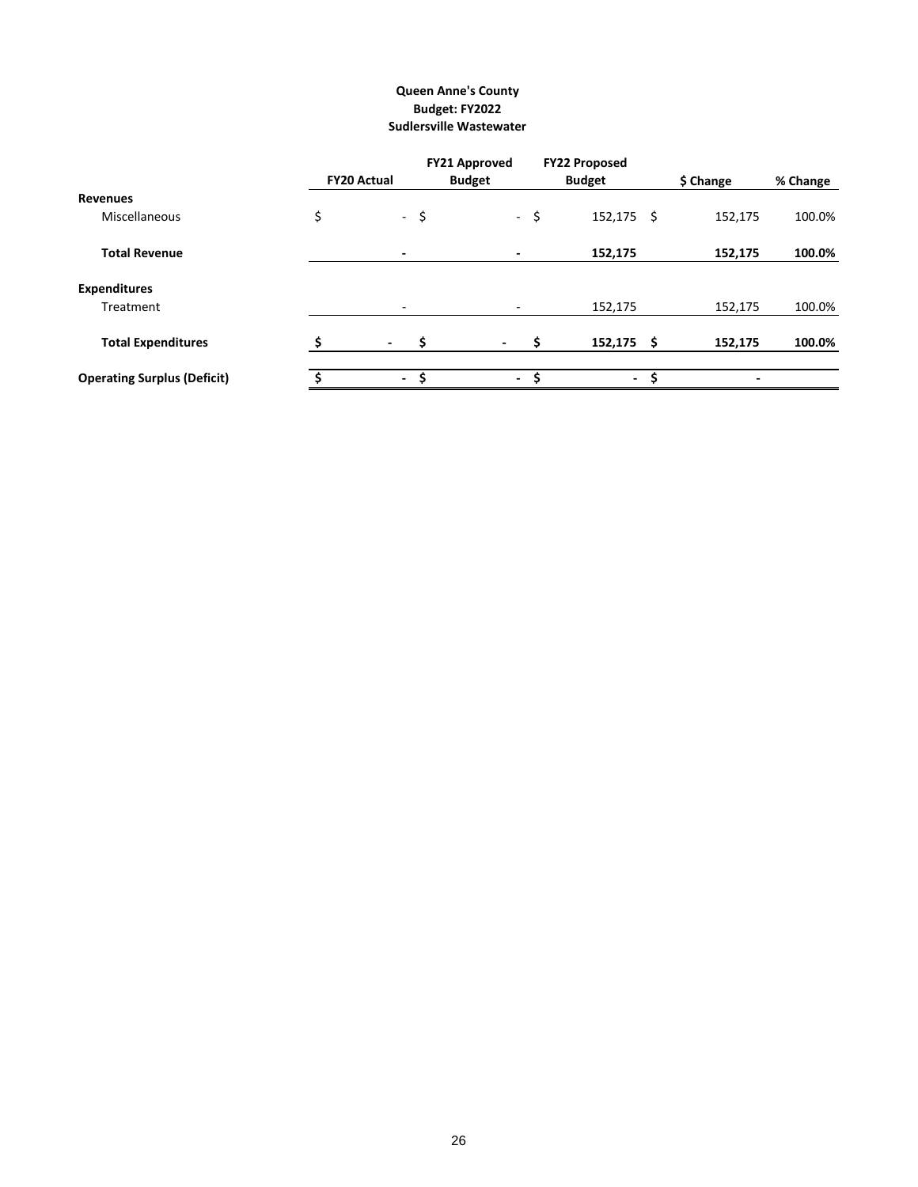**Queen Anne's County**
**Budget: FY2022**
**Sudlersville Wastewater**

| | FY20 Actual | FY21 Approved Budget | FY22 Proposed Budget | $ Change | % Change |
|---|---|---|---|---|---|
| **Revenues** | | | | | |
| Miscellaneous | $ - | $ - | $ 152,175 | $ 152,175 | 100.0% |
| **Total Revenue** | **-** | **-** | **152,175** | **152,175** | **100.0%** |
| **Expenditures** | | | | | |
| Treatment | - | - | 152,175 | 152,175 | 100.0% |
| **Total Expenditures** | **$ -** | **$ -** | **$ 152,175** | **$ 152,175** | **100.0%** |
| **Operating Surplus (Deficit)** | **$ -** | **$ -** | **$ -** | **$ -** | |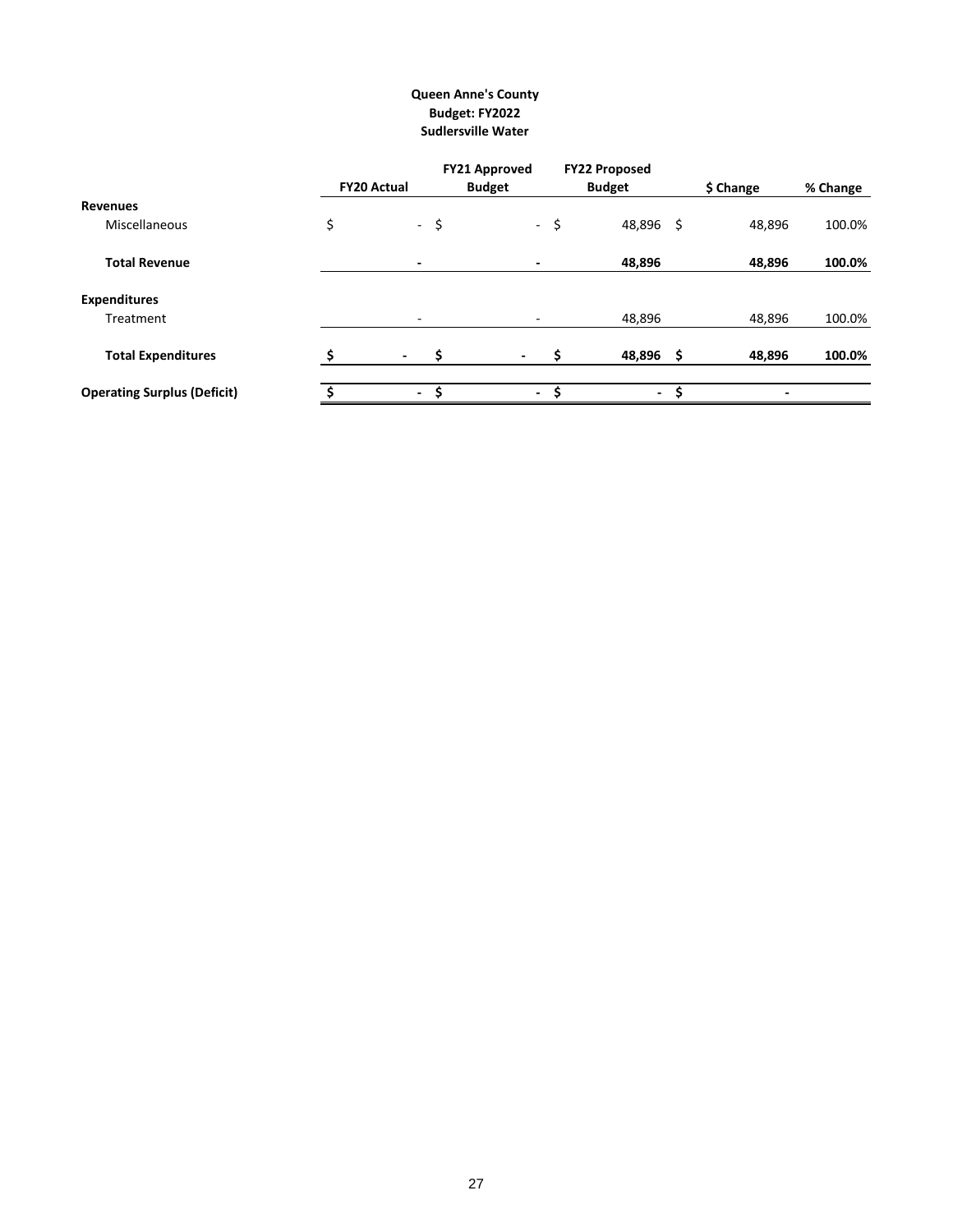**Queen Anne's County**
**Budget: FY2022**
**Sudlersville Water**

| | FY20 Actual | FY21 Approved Budget | FY22 Proposed Budget | $ Change | % Change |
|---|---|---|---|---|---|
| **Revenues** | | | | | |
| Miscellaneous | $ - | $ - | $ 48,896 | $ 48,896 | 100.0% |
| **Total Revenue** | **-** | **-** | **48,896** | **48,896** | **100.0%** |
| **Expenditures** | | | | | |
| Treatment | - | - | 48,896 | 48,896 | 100.0% |
| **Total Expenditures** | **$ -** | **$ -** | **$ 48,896** | **$ 48,896** | **100.0%** |
| **Operating Surplus (Deficit)** | **$ -** | **$ -** | **$ -** | **$ -** | |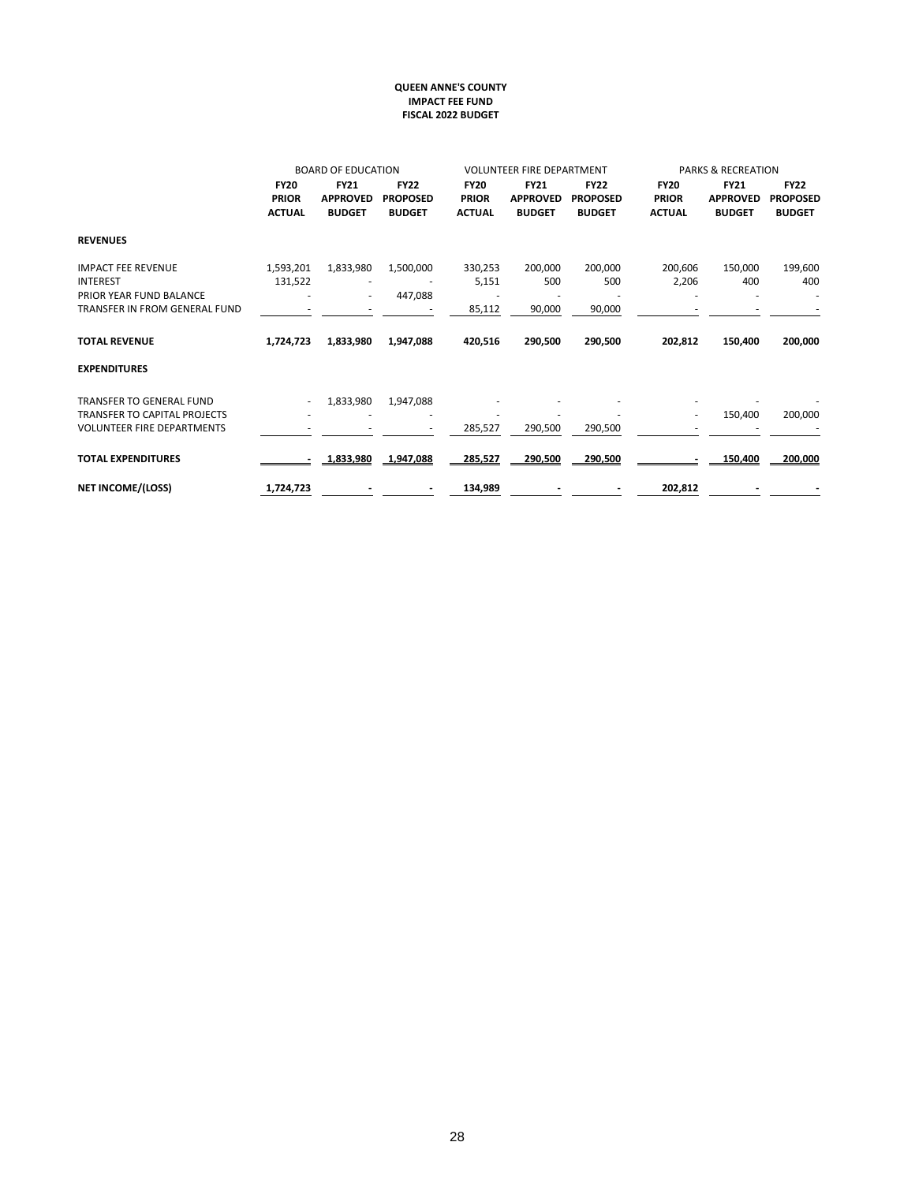**QUEEN ANNE'S COUNTY**
**IMPACT FEE FUND**
**FISCAL 2022 BUDGET**

| | BOARD OF EDUCATION | | | VOLUNTEER FIRE DEPARTMENT | | | PARKS & RECREATION | | |
|---|---|---|---|---|---|---|---|---|---|
| | **FY20 PRIOR ACTUAL** | **FY21 APPROVED BUDGET** | **FY22 PROPOSED BUDGET** | **FY20 PRIOR ACTUAL** | **FY21 APPROVED BUDGET** | **FY22 PROPOSED BUDGET** | **FY20 PRIOR ACTUAL** | **FY21 APPROVED BUDGET** | **FY22 PROPOSED BUDGET** |
| **REVENUES** | | | | | | | | | |
| IMPACT FEE REVENUE | 1,593,201 | 1,833,980 | 1,500,000 | 330,253 | 200,000 | 200,000 | 200,606 | 150,000 | 199,600 |
| INTEREST | 131,522 | - | - | 5,151 | 500 | 500 | 2,206 | 400 | 400 |
| PRIOR YEAR FUND BALANCE | - | - | 447,088 | - | - | - | - | - | - |
| TRANSFER IN FROM GENERAL FUND | - | - | - | 85,112 | 90,000 | 90,000 | - | - | - |
| **TOTAL REVENUE** | **1,724,723** | **1,833,980** | **1,947,088** | **420,516** | **290,500** | **290,500** | **202,812** | **150,400** | **200,000** |
| **EXPENDITURES** | | | | | | | | | |
| TRANSFER TO GENERAL FUND | - | 1,833,980 | 1,947,088 | - | - | - | - | - | - |
| TRANSFER TO CAPITAL PROJECTS | - | - | - | - | - | - | - | 150,400 | 200,000 |
| VOLUNTEER FIRE DEPARTMENTS | - | - | - | 285,527 | 290,500 | 290,500 | - | - | - |
| **TOTAL EXPENDITURES** | **-** | **1,833,980** | **1,947,088** | **285,527** | **290,500** | **290,500** | **-** | **150,400** | **200,000** |
| **NET INCOME/(LOSS)** | **1,724,723** | **-** | **-** | **134,989** | **-** | **-** | **202,812** | **-** | **-** |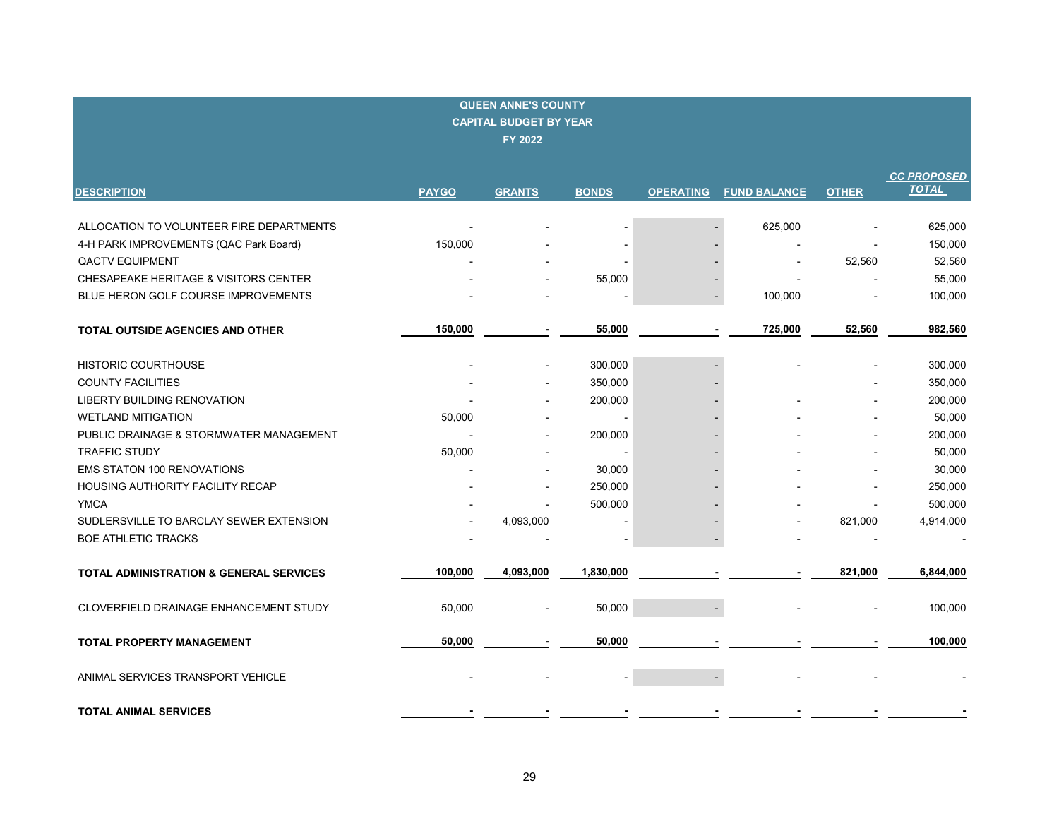# QUEEN ANNE'S COUNTY
## CAPITAL BUDGET BY YEAR
### FY 2022

| DESCRIPTION | PAYGO | GRANTS | BONDS | OPERATING | FUND BALANCE | OTHER | CC PROPOSED TOTAL |
|---|---|---|---|---|---|---|---|
| ALLOCATION TO VOLUNTEER FIRE DEPARTMENTS | - | - | - | - | 625,000 | - | 625,000 |
| 4-H PARK IMPROVEMENTS (QAC Park Board) | 150,000 | - | - | - | - | - | 150,000 |
| QACTV EQUIPMENT | - | - | - | - | - | 52,560 | 52,560 |
| CHESAPEAKE HERITAGE & VISITORS CENTER | - | - | 55,000 | - | - | - | 55,000 |
| BLUE HERON GOLF COURSE IMPROVEMENTS | - | - | - | - | 100,000 | - | 100,000 |
| **TOTAL OUTSIDE AGENCIES AND OTHER** | **150,000** | **-** | **55,000** | **-** | **725,000** | **52,560** | **982,560** |
| HISTORIC COURTHOUSE | - | - | 300,000 | - | - | - | 300,000 |
| COUNTY FACILITIES | - | - | 350,000 | - | | - | 350,000 |
| LIBERTY BUILDING RENOVATION | - | - | 200,000 | - | - | - | 200,000 |
| WETLAND MITIGATION | 50,000 | - | - | - | - | - | 50,000 |
| PUBLIC DRAINAGE & STORMWATER MANAGEMENT | - | - | 200,000 | - | - | - | 200,000 |
| TRAFFIC STUDY | 50,000 | - | - | - | - | - | 50,000 |
| EMS STATON 100 RENOVATIONS | - | - | 30,000 | - | - | - | 30,000 |
| HOUSING AUTHORITY FACILITY RECAP | - | - | 250,000 | - | - | - | 250,000 |
| YMCA | - | - | 500,000 | - | - | - | 500,000 |
| SUDLERSVILLE TO BARCLAY SEWER EXTENSION | - | 4,093,000 | - | - | - | 821,000 | 4,914,000 |
| BOE ATHLETIC TRACKS | - | - | - | - | - | - | - |
| **TOTAL ADMINISTRATION & GENERAL SERVICES** | **100,000** | **4,093,000** | **1,830,000** | **-** | **-** | **821,000** | **6,844,000** |
| CLOVERFIELD DRAINAGE ENHANCEMENT STUDY | 50,000 | - | 50,000 | - | - | - | 100,000 |
| **TOTAL PROPERTY MANAGEMENT** | **50,000** | **-** | **50,000** | **-** | **-** | **-** | **100,000** |
| ANIMAL SERVICES TRANSPORT VEHICLE | - | - | - | - | - | - | - |
| **TOTAL ANIMAL SERVICES** | **-** | **-** | **-** | **-** | **-** | **-** | **-** |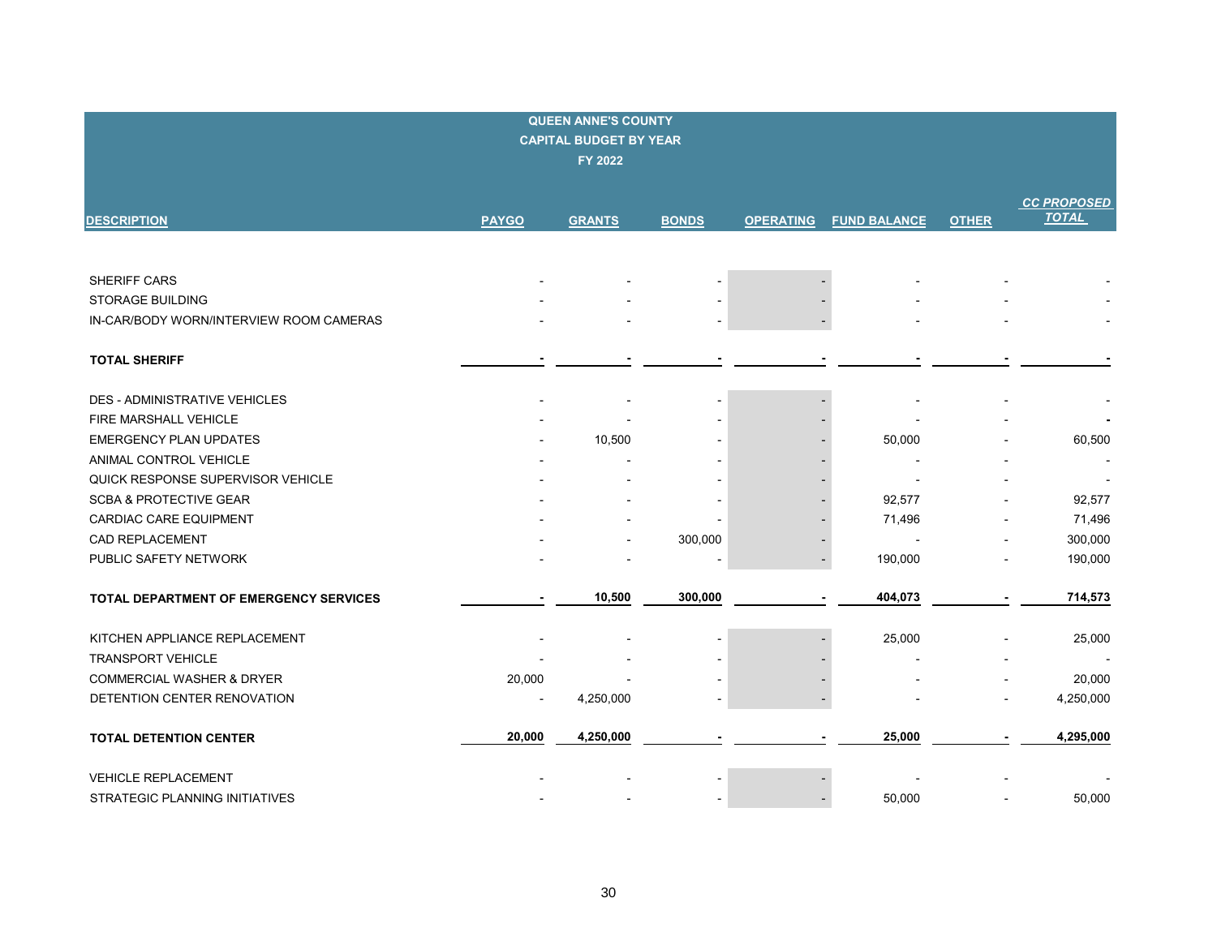## QUEEN ANNE'S COUNTY
## CAPITAL BUDGET BY YEAR
## FY 2022

| DESCRIPTION | PAYGO | GRANTS | BONDS | OPERATING | FUND BALANCE | OTHER | CC PROPOSED TOTAL |
|---|---|---|---|---|---|---|---|
| SHERIFF CARS | - | - | - | - | - | - | - |
| STORAGE BUILDING | - | - | - | - | - | - | - |
| IN-CAR/BODY WORN/INTERVIEW ROOM CAMERAS | - | - | - | - | - | - | - |
| **TOTAL SHERIFF** | **-** | **-** | **-** | **-** | **-** | **-** | **-** |
| DES - ADMINISTRATIVE VEHICLES | - | - | - | - | - | - | - |
| FIRE MARSHALL VEHICLE | - | - | - | - | - | - | **-** |
| EMERGENCY PLAN UPDATES | - | 10,500 | - | - | 50,000 | - | 60,500 |
| ANIMAL CONTROL VEHICLE | - | - | - | - | - | - | - |
| QUICK RESPONSE SUPERVISOR VEHICLE | - | - | - | - | - | - | - |
| SCBA & PROTECTIVE GEAR | - | - | - | - | 92,577 | - | 92,577 |
| CARDIAC CARE EQUIPMENT | - | - | - | - | 71,496 | - | 71,496 |
| CAD REPLACEMENT | - | - | 300,000 | - | - | - | 300,000 |
| PUBLIC SAFETY NETWORK | - | - | - | - | 190,000 | - | 190,000 |
| **TOTAL DEPARTMENT OF EMERGENCY SERVICES** | **-** | **10,500** | **300,000** | **-** | **404,073** | **-** | **714,573** |
| KITCHEN APPLIANCE REPLACEMENT | - | - | - | - | 25,000 | - | 25,000 |
| TRANSPORT VEHICLE | - | - | - | - | - | - | - |
| COMMERCIAL WASHER & DRYER | 20,000 | - | - | - | - | - | 20,000 |
| DETENTION CENTER RENOVATION | - | 4,250,000 | - | - | - | - | 4,250,000 |
| **TOTAL DETENTION CENTER** | **20,000** | **4,250,000** | **-** | **-** | **25,000** | **-** | **4,295,000** |
| VEHICLE REPLACEMENT | - | - | - | - | - | - | - |
| STRATEGIC PLANNING INITIATIVES | - | - | - | - | 50,000 | - | 50,000 |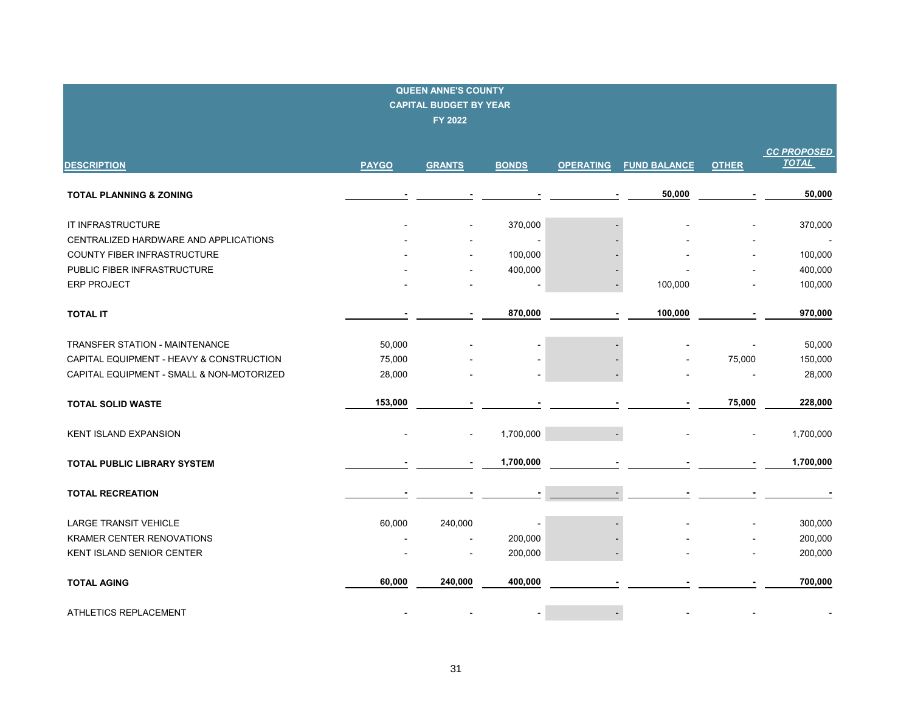# QUEEN ANNE'S COUNTY
## CAPITAL BUDGET BY YEAR
### FY 2022

| DESCRIPTION | PAYGO | GRANTS | BONDS | OPERATING | FUND BALANCE | OTHER | CC PROPOSED TOTAL |
|---|---|---|---|---|---|---|---|
| **TOTAL PLANNING & ZONING** | **-** | **-** | **-** | **-** | **50,000** | **-** | **50,000** |
| IT INFRASTRUCTURE | - | - | 370,000 | - | - | - | 370,000 |
| CENTRALIZED HARDWARE AND APPLICATIONS | - | - | - | - | - | - | - |
| COUNTY FIBER INFRASTRUCTURE | - | - | 100,000 | - | - | - | 100,000 |
| PUBLIC FIBER INFRASTRUCTURE | - | - | 400,000 | - | - | - | 400,000 |
| ERP PROJECT | - | - | - | - | 100,000 | - | 100,000 |
| **TOTAL IT** | **-** | **-** | **870,000** | **-** | **100,000** | **-** | **970,000** |
| TRANSFER STATION - MAINTENANCE | 50,000 | - | - | - | - | - | 50,000 |
| CAPITAL EQUIPMENT - HEAVY & CONSTRUCTION | 75,000 | - | - | - | - | 75,000 | 150,000 |
| CAPITAL EQUIPMENT - SMALL & NON-MOTORIZED | 28,000 | - | - | - | - | - | 28,000 |
| **TOTAL SOLID WASTE** | **153,000** | **-** | **-** | **-** | **-** | **75,000** | **228,000** |
| KENT ISLAND EXPANSION | - | - | 1,700,000 | - | - | - | 1,700,000 |
| **TOTAL PUBLIC LIBRARY SYSTEM** | **-** | **-** | **1,700,000** | **-** | **-** | **-** | **1,700,000** |
| **TOTAL RECREATION** | **-** | **-** | **-** | **-** | **-** | **-** | **-** |
| LARGE TRANSIT VEHICLE | 60,000 | 240,000 | - | - | - | - | 300,000 |
| KRAMER CENTER RENOVATIONS | - | - | 200,000 | - | - | - | 200,000 |
| KENT ISLAND SENIOR CENTER | - | - | 200,000 | - | - | - | 200,000 |
| **TOTAL AGING** | **60,000** | **240,000** | **400,000** | **-** | **-** | **-** | **700,000** |
| ATHLETICS REPLACEMENT | - | - | - | - | - | - | - |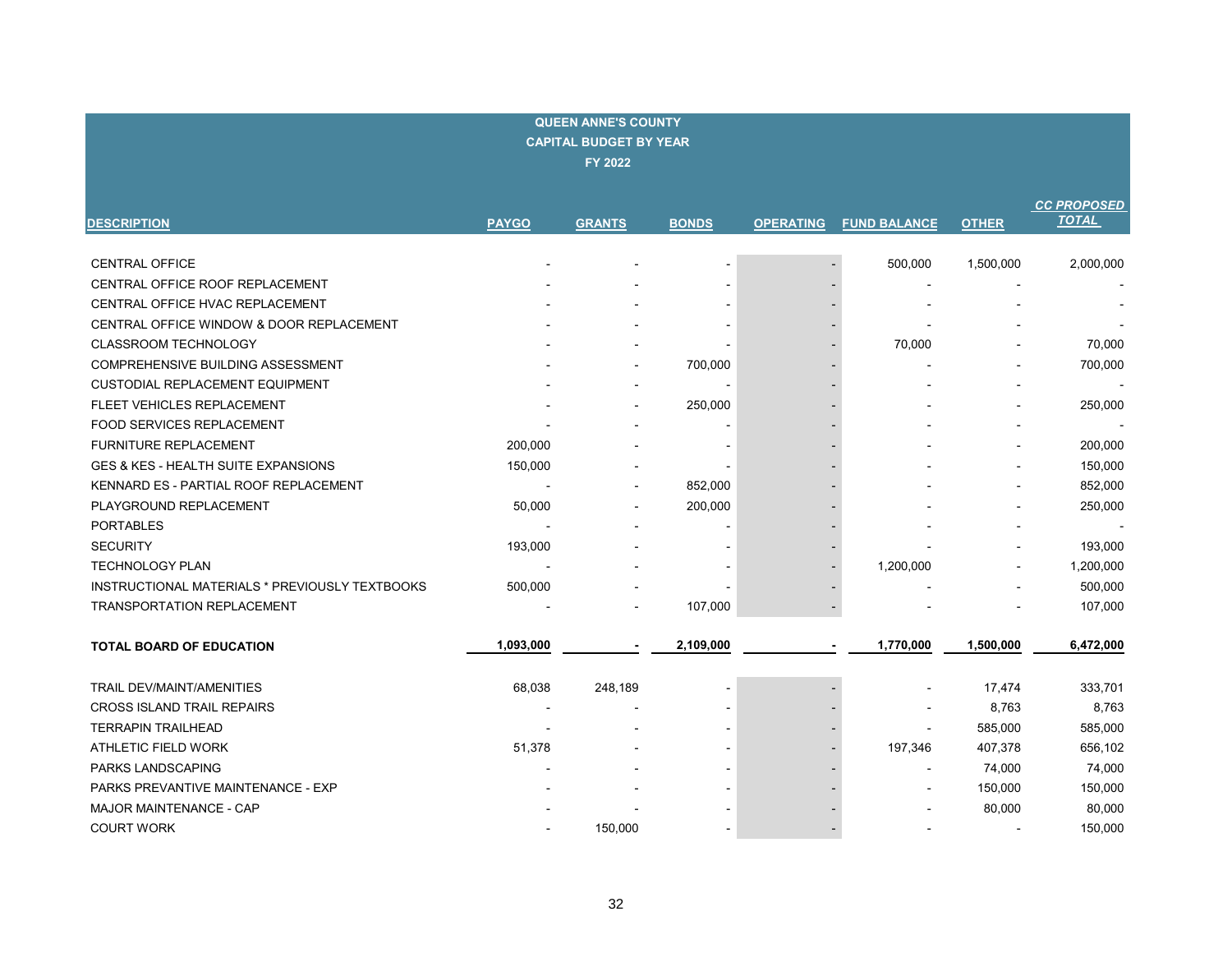**QUEEN ANNE'S COUNTY**
**CAPITAL BUDGET BY YEAR**
**FY 2022**

| DESCRIPTION | PAYGO | GRANTS | BONDS | OPERATING | FUND BALANCE | OTHER | CC PROPOSED TOTAL |
|---|---|---|---|---|---|---|---|
| CENTRAL OFFICE | - | - | - | - | 500,000 | 1,500,000 | 2,000,000 |
| CENTRAL OFFICE ROOF REPLACEMENT | - | - | - | - | - | - | - |
| CENTRAL OFFICE HVAC REPLACEMENT | - | - | - | - | - | - | - |
| CENTRAL OFFICE WINDOW & DOOR REPLACEMENT | - | - | - | - | - | - | - |
| CLASSROOM TECHNOLOGY | - | - | - | - | 70,000 | - | 70,000 |
| COMPREHENSIVE BUILDING ASSESSMENT | - | - | 700,000 | - | - | - | 700,000 |
| CUSTODIAL REPLACEMENT EQUIPMENT | - | - | - | - | - | - | - |
| FLEET VEHICLES REPLACEMENT | - | - | 250,000 | - | - | - | 250,000 |
| FOOD SERVICES REPLACEMENT | - | - | - | - | - | - | - |
| FURNITURE REPLACEMENT | 200,000 | - | - | - | - | - | 200,000 |
| GES & KES - HEALTH SUITE EXPANSIONS | 150,000 | - | - | - | - | - | 150,000 |
| KENNARD ES - PARTIAL ROOF REPLACEMENT | - | - | 852,000 | - | - | - | 852,000 |
| PLAYGROUND REPLACEMENT | 50,000 | - | 200,000 | - | - | - | 250,000 |
| PORTABLES | - | - | - | - | - | - | - |
| SECURITY | 193,000 | - | - | - | - | - | 193,000 |
| TECHNOLOGY PLAN | - | - | - | - | 1,200,000 | - | 1,200,000 |
| INSTRUCTIONAL MATERIALS * PREVIOUSLY TEXTBOOKS | 500,000 | - | - | - | - | - | 500,000 |
| TRANSPORTATION REPLACEMENT | - | - | 107,000 | - | - | - | 107,000 |
| **TOTAL BOARD OF EDUCATION** | **1,093,000** | **-** | **2,109,000** | **-** | **1,770,000** | **1,500,000** | **6,472,000** |
| TRAIL DEV/MAINT/AMENITIES | 68,038 | 248,189 | - | - | - | 17,474 | 333,701 |
| CROSS ISLAND TRAIL REPAIRS | - | - | - | - | - | 8,763 | 8,763 |
| TERRAPIN TRAILHEAD | - | - | - | - | - | 585,000 | 585,000 |
| ATHLETIC FIELD WORK | 51,378 | - | - | - | 197,346 | 407,378 | 656,102 |
| PARKS LANDSCAPING | - | - | - | - | - | 74,000 | 74,000 |
| PARKS PREVANTIVE MAINTENANCE - EXP | - | - | - | - | - | 150,000 | 150,000 |
| MAJOR MAINTENANCE - CAP | - | - | - | - | - | 80,000 | 80,000 |
| COURT WORK | - | 150,000 | - | - | - | - | 150,000 |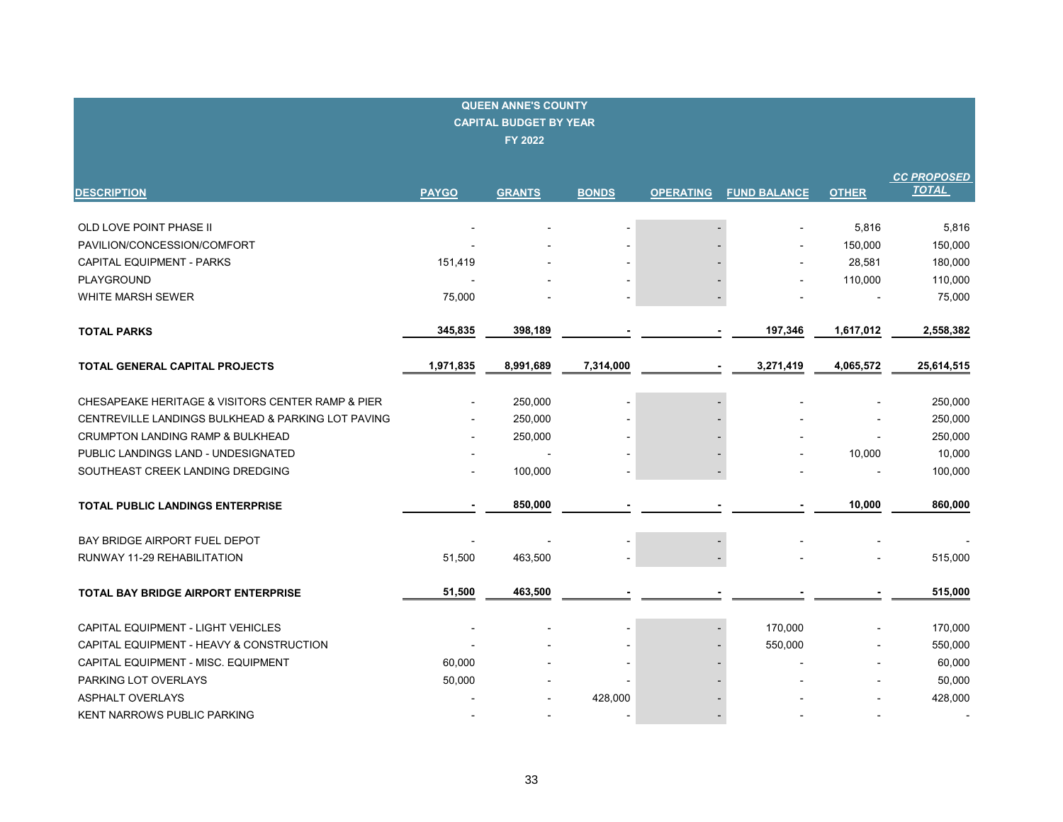## QUEEN ANNE'S COUNTY
## CAPITAL BUDGET BY YEAR
## FY 2022

| DESCRIPTION | PAYGO | GRANTS | BONDS | OPERATING | FUND BALANCE | OTHER | CC PROPOSED TOTAL |
|---|---|---|---|---|---|---|---|
| OLD LOVE POINT PHASE II | - | - | - | - | - | 5,816 | 5,816 |
| PAVILION/CONCESSION/COMFORT | - | - | - | - | - | 150,000 | 150,000 |
| CAPITAL EQUIPMENT - PARKS | 151,419 | - | - | - | - | 28,581 | 180,000 |
| PLAYGROUND | - | - | - | - | - | 110,000 | 110,000 |
| WHITE MARSH SEWER | 75,000 | - | - | - | - | - | 75,000 |
| **TOTAL PARKS** | **345,835** | **398,189** | **-** | **-** | **197,346** | **1,617,012** | **2,558,382** |
| **TOTAL GENERAL CAPITAL PROJECTS** | **1,971,835** | **8,991,689** | **7,314,000** | **-** | **3,271,419** | **4,065,572** | **25,614,515** |
| CHESAPEAKE HERITAGE & VISITORS CENTER RAMP & PIER | - | 250,000 | - | - | - | - | 250,000 |
| CENTREVILLE LANDINGS BULKHEAD & PARKING LOT PAVING | - | 250,000 | - | - | - | - | 250,000 |
| CRUMPTON LANDING RAMP & BULKHEAD | - | 250,000 | - | - | - | - | 250,000 |
| PUBLIC LANDINGS LAND - UNDESIGNATED | - | - | - | - | - | 10,000 | 10,000 |
| SOUTHEAST CREEK LANDING DREDGING | - | 100,000 | - | - | - | - | 100,000 |
| **TOTAL PUBLIC LANDINGS ENTERPRISE** | **-** | **850,000** | **-** | **-** | **-** | **10,000** | **860,000** |
| BAY BRIDGE AIRPORT FUEL DEPOT | - | - | - | - | - | - | - |
| RUNWAY 11-29 REHABILITATION | 51,500 | 463,500 | - | - | - | - | 515,000 |
| **TOTAL BAY BRIDGE AIRPORT ENTERPRISE** | **51,500** | **463,500** | **-** | **-** | **-** | **-** | **515,000** |
| CAPITAL EQUIPMENT - LIGHT VEHICLES | - | - | - | - | 170,000 | - | 170,000 |
| CAPITAL EQUIPMENT - HEAVY & CONSTRUCTION | - | - | - | - | 550,000 | - | 550,000 |
| CAPITAL EQUIPMENT - MISC. EQUIPMENT | 60,000 | - | - | - | - | - | 60,000 |
| PARKING LOT OVERLAYS | 50,000 | - | - | - | - | - | 50,000 |
| ASPHALT OVERLAYS | - | - | 428,000 | - | - | - | 428,000 |
| KENT NARROWS PUBLIC PARKING | - | - | - | - | - | - | - |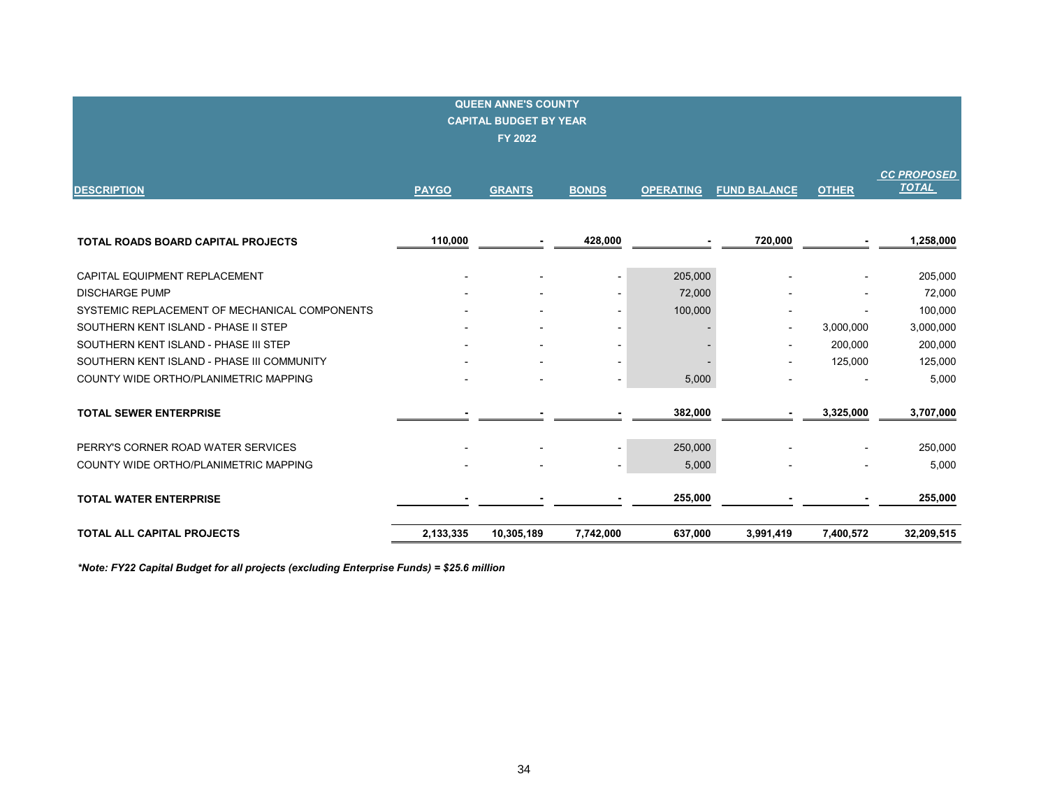# QUEEN ANNE'S COUNTY
## CAPITAL BUDGET BY YEAR
### FY 2022

| DESCRIPTION | PAYGO | GRANTS | BONDS | OPERATING | FUND BALANCE | OTHER | CC PROPOSED TOTAL |
|---|---|---|---|---|---|---|---|
| **TOTAL ROADS BOARD CAPITAL PROJECTS** | **110,000** | **-** | **428,000** | **-** | **720,000** | **-** | **1,258,000** |
| CAPITAL EQUIPMENT REPLACEMENT | - | - | - | 205,000 | - | - | 205,000 |
| DISCHARGE PUMP | - | - | - | 72,000 | - | - | 72,000 |
| SYSTEMIC REPLACEMENT OF MECHANICAL COMPONENTS | - | - | - | 100,000 | - | - | 100,000 |
| SOUTHERN KENT ISLAND - PHASE II STEP | - | - | - | - | - | 3,000,000 | 3,000,000 |
| SOUTHERN KENT ISLAND - PHASE III STEP | - | - | - | - | - | 200,000 | 200,000 |
| SOUTHERN KENT ISLAND - PHASE III COMMUNITY | - | - | - | - | - | 125,000 | 125,000 |
| COUNTY WIDE ORTHO/PLANIMETRIC MAPPING | - | - | - | 5,000 | - | - | 5,000 |
| **TOTAL SEWER ENTERPRISE** | **-** | **-** | **-** | **382,000** | **-** | **3,325,000** | **3,707,000** |
| PERRY'S CORNER ROAD WATER SERVICES | - | - | - | 250,000 | - | - | 250,000 |
| COUNTY WIDE ORTHO/PLANIMETRIC MAPPING | - | - | - | 5,000 | - | - | 5,000 |
| **TOTAL WATER ENTERPRISE** | **-** | **-** | **-** | **255,000** | **-** | **-** | **255,000** |
| **TOTAL ALL CAPITAL PROJECTS** | **2,133,335** | **10,305,189** | **7,742,000** | **637,000** | **3,991,419** | **7,400,572** | **32,209,515** |

***Note: FY22 Capital Budget for all projects (excluding Enterprise Funds) = $25.6 million***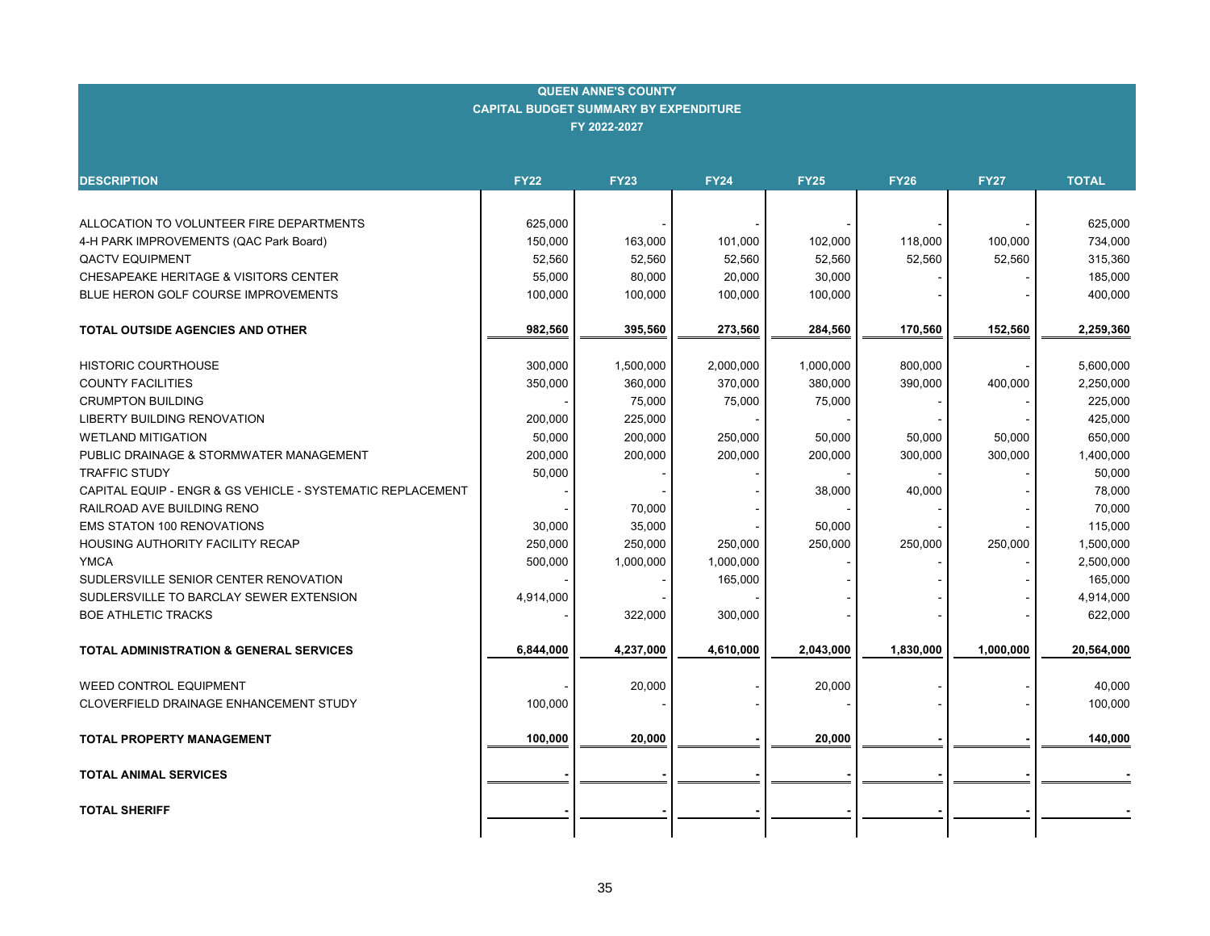# QUEEN ANNE'S COUNTY
## CAPITAL BUDGET SUMMARY BY EXPENDITURE
### FY 2022-2027

| DESCRIPTION | FY22 | FY23 | FY24 | FY25 | FY26 | FY27 | TOTAL |
|---|---|---|---|---|---|---|---|
| ALLOCATION TO VOLUNTEER FIRE DEPARTMENTS | 625,000 | - | - | - | - | - | 625,000 |
| 4-H PARK IMPROVEMENTS (QAC Park Board) | 150,000 | 163,000 | 101,000 | 102,000 | 118,000 | 100,000 | 734,000 |
| QACTV EQUIPMENT | 52,560 | 52,560 | 52,560 | 52,560 | 52,560 | 52,560 | 315,360 |
| CHESAPEAKE HERITAGE & VISITORS CENTER | 55,000 | 80,000 | 20,000 | 30,000 | - | - | 185,000 |
| BLUE HERON GOLF COURSE IMPROVEMENTS | 100,000 | 100,000 | 100,000 | 100,000 | - | - | 400,000 |
| **TOTAL OUTSIDE AGENCIES AND OTHER** | **982,560** | **395,560** | **273,560** | **284,560** | **170,560** | **152,560** | **2,259,360** |
| HISTORIC COURTHOUSE | 300,000 | 1,500,000 | 2,000,000 | 1,000,000 | 800,000 | - | 5,600,000 |
| COUNTY FACILITIES | 350,000 | 360,000 | 370,000 | 380,000 | 390,000 | 400,000 | 2,250,000 |
| CRUMPTON BUILDING | - | 75,000 | 75,000 | 75,000 | - | - | 225,000 |
| LIBERTY BUILDING RENOVATION | 200,000 | 225,000 | - | - | - | - | 425,000 |
| WETLAND MITIGATION | 50,000 | 200,000 | 250,000 | 50,000 | 50,000 | 50,000 | 650,000 |
| PUBLIC DRAINAGE & STORMWATER MANAGEMENT | 200,000 | 200,000 | 200,000 | 200,000 | 300,000 | 300,000 | 1,400,000 |
| TRAFFIC STUDY | 50,000 | - | - | - | - | - | 50,000 |
| CAPITAL EQUIP - ENGR & GS VEHICLE - SYSTEMATIC REPLACEMENT | - | - | - | 38,000 | 40,000 | - | 78,000 |
| RAILROAD AVE BUILDING RENO | - | 70,000 | - | - | - | - | 70,000 |
| EMS STATON 100 RENOVATIONS | 30,000 | 35,000 | - | 50,000 | - | - | 115,000 |
| HOUSING AUTHORITY FACILITY RECAP | 250,000 | 250,000 | 250,000 | 250,000 | 250,000 | 250,000 | 1,500,000 |
| YMCA | 500,000 | 1,000,000 | 1,000,000 | - | - | - | 2,500,000 |
| SUDLERSVILLE SENIOR CENTER RENOVATION | - | - | 165,000 | - | - | - | 165,000 |
| SUDLERSVILLE TO BARCLAY SEWER EXTENSION | 4,914,000 | - | - | - | - | - | 4,914,000 |
| BOE ATHLETIC TRACKS | - | 322,000 | 300,000 | - | - | - | 622,000 |
| **TOTAL ADMINISTRATION & GENERAL SERVICES** | **6,844,000** | **4,237,000** | **4,610,000** | **2,043,000** | **1,830,000** | **1,000,000** | **20,564,000** |
| WEED CONTROL EQUIPMENT | - | 20,000 | - | 20,000 | - | - | 40,000 |
| CLOVERFIELD DRAINAGE ENHANCEMENT STUDY | 100,000 | - | - | - | - | - | 100,000 |
| **TOTAL PROPERTY MANAGEMENT** | **100,000** | **20,000** | **-** | **20,000** | **-** | **-** | **140,000** |
| **TOTAL ANIMAL SERVICES** | **-** | **-** | **-** | **-** | **-** | **-** | **-** |
| **TOTAL SHERIFF** | **-** | **-** | **-** | **-** | **-** | **-** | **-** |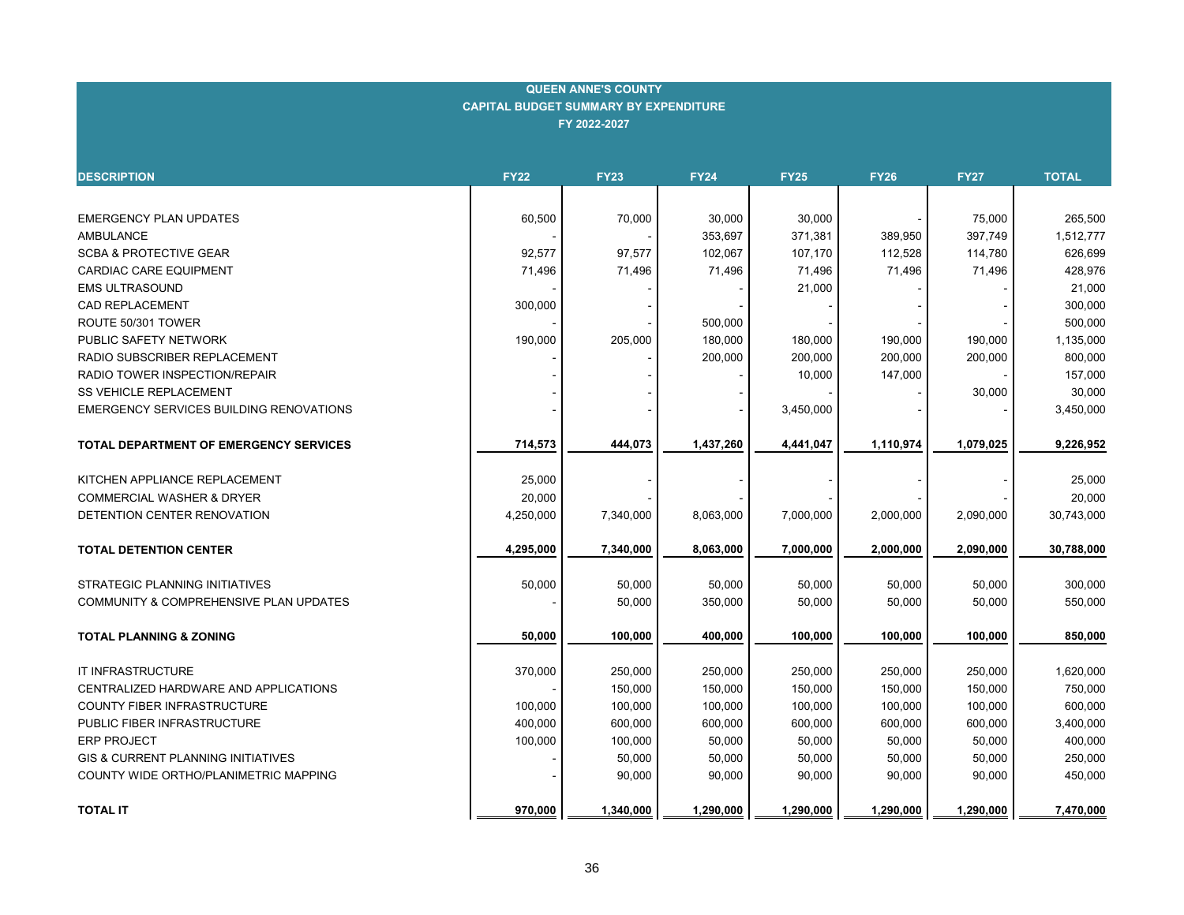**QUEEN ANNE'S COUNTY**
**CAPITAL BUDGET SUMMARY BY EXPENDITURE**
**FY 2022-2027**

| DESCRIPTION | FY22 | FY23 | FY24 | FY25 | FY26 | FY27 | TOTAL |
|---|---|---|---|---|---|---|---|
| EMERGENCY PLAN UPDATES | 60,500 | 70,000 | 30,000 | 30,000 | - | 75,000 | 265,500 |
| AMBULANCE | - | - | 353,697 | 371,381 | 389,950 | 397,749 | 1,512,777 |
| SCBA & PROTECTIVE GEAR | 92,577 | 97,577 | 102,067 | 107,170 | 112,528 | 114,780 | 626,699 |
| CARDIAC CARE EQUIPMENT | 71,496 | 71,496 | 71,496 | 71,496 | 71,496 | 71,496 | 428,976 |
| EMS ULTRASOUND | - | - | - | 21,000 | - | - | 21,000 |
| CAD REPLACEMENT | 300,000 | - | - | - | - | - | 300,000 |
| ROUTE 50/301 TOWER | - | - | 500,000 | - | - | - | 500,000 |
| PUBLIC SAFETY NETWORK | 190,000 | 205,000 | 180,000 | 180,000 | 190,000 | 190,000 | 1,135,000 |
| RADIO SUBSCRIBER REPLACEMENT | - | - | 200,000 | 200,000 | 200,000 | 200,000 | 800,000 |
| RADIO TOWER INSPECTION/REPAIR | - | - | - | 10,000 | 147,000 | - | 157,000 |
| SS VEHICLE REPLACEMENT | - | - | - | - | - | 30,000 | 30,000 |
| EMERGENCY SERVICES BUILDING RENOVATIONS | - | - | - | 3,450,000 | - | - | 3,450,000 |
| **TOTAL DEPARTMENT OF EMERGENCY SERVICES** | **714,573** | **444,073** | **1,437,260** | **4,441,047** | **1,110,974** | **1,079,025** | **9,226,952** |
| KITCHEN APPLIANCE REPLACEMENT | 25,000 | - | - | - | - | - | 25,000 |
| COMMERCIAL WASHER & DRYER | 20,000 | - | - | - | - | - | 20,000 |
| DETENTION CENTER RENOVATION | 4,250,000 | 7,340,000 | 8,063,000 | 7,000,000 | 2,000,000 | 2,090,000 | 30,743,000 |
| **TOTAL DETENTION CENTER** | **4,295,000** | **7,340,000** | **8,063,000** | **7,000,000** | **2,000,000** | **2,090,000** | **30,788,000** |
| STRATEGIC PLANNING INITIATIVES | 50,000 | 50,000 | 50,000 | 50,000 | 50,000 | 50,000 | 300,000 |
| COMMUNITY & COMPREHENSIVE PLAN UPDATES | - | 50,000 | 350,000 | 50,000 | 50,000 | 50,000 | 550,000 |
| **TOTAL PLANNING & ZONING** | **50,000** | **100,000** | **400,000** | **100,000** | **100,000** | **100,000** | **850,000** |
| IT INFRASTRUCTURE | 370,000 | 250,000 | 250,000 | 250,000 | 250,000 | 250,000 | 1,620,000 |
| CENTRALIZED HARDWARE AND APPLICATIONS | - | 150,000 | 150,000 | 150,000 | 150,000 | 150,000 | 750,000 |
| COUNTY FIBER INFRASTRUCTURE | 100,000 | 100,000 | 100,000 | 100,000 | 100,000 | 100,000 | 600,000 |
| PUBLIC FIBER INFRASTRUCTURE | 400,000 | 600,000 | 600,000 | 600,000 | 600,000 | 600,000 | 3,400,000 |
| ERP PROJECT | 100,000 | 100,000 | 50,000 | 50,000 | 50,000 | 50,000 | 400,000 |
| GIS & CURRENT PLANNING INITIATIVES | - | 50,000 | 50,000 | 50,000 | 50,000 | 50,000 | 250,000 |
| COUNTY WIDE ORTHO/PLANIMETRIC MAPPING | - | 90,000 | 90,000 | 90,000 | 90,000 | 90,000 | 450,000 |
| **TOTAL IT** | **970,000** | **1,340,000** | **1,290,000** | **1,290,000** | **1,290,000** | **1,290,000** | **7,470,000** |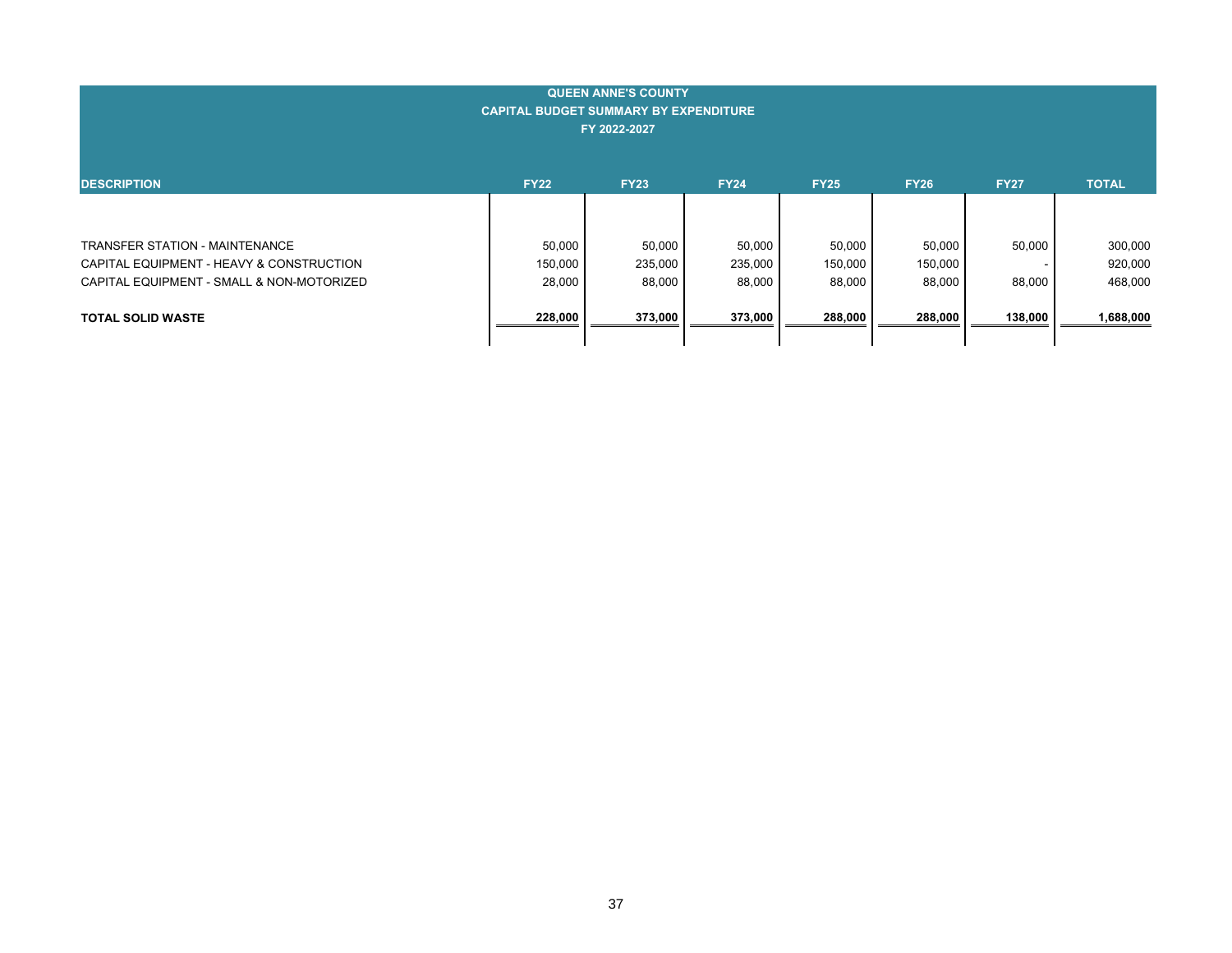# QUEEN ANNE'S COUNTY
## CAPITAL BUDGET SUMMARY BY EXPENDITURE
### FY 2022-2027

| DESCRIPTION | FY22 | FY23 | FY24 | FY25 | FY26 | FY27 | TOTAL |
|---|---|---|---|---|---|---|---|
| TRANSFER STATION - MAINTENANCE | 50,000 | 50,000 | 50,000 | 50,000 | 50,000 | 50,000 | 300,000 |
| CAPITAL EQUIPMENT - HEAVY & CONSTRUCTION | 150,000 | 235,000 | 235,000 | 150,000 | 150,000 | - | 920,000 |
| CAPITAL EQUIPMENT - SMALL & NON-MOTORIZED | 28,000 | 88,000 | 88,000 | 88,000 | 88,000 | 88,000 | 468,000 |
| **TOTAL SOLID WASTE** | **228,000** | **373,000** | **373,000** | **288,000** | **288,000** | **138,000** | **1,688,000** |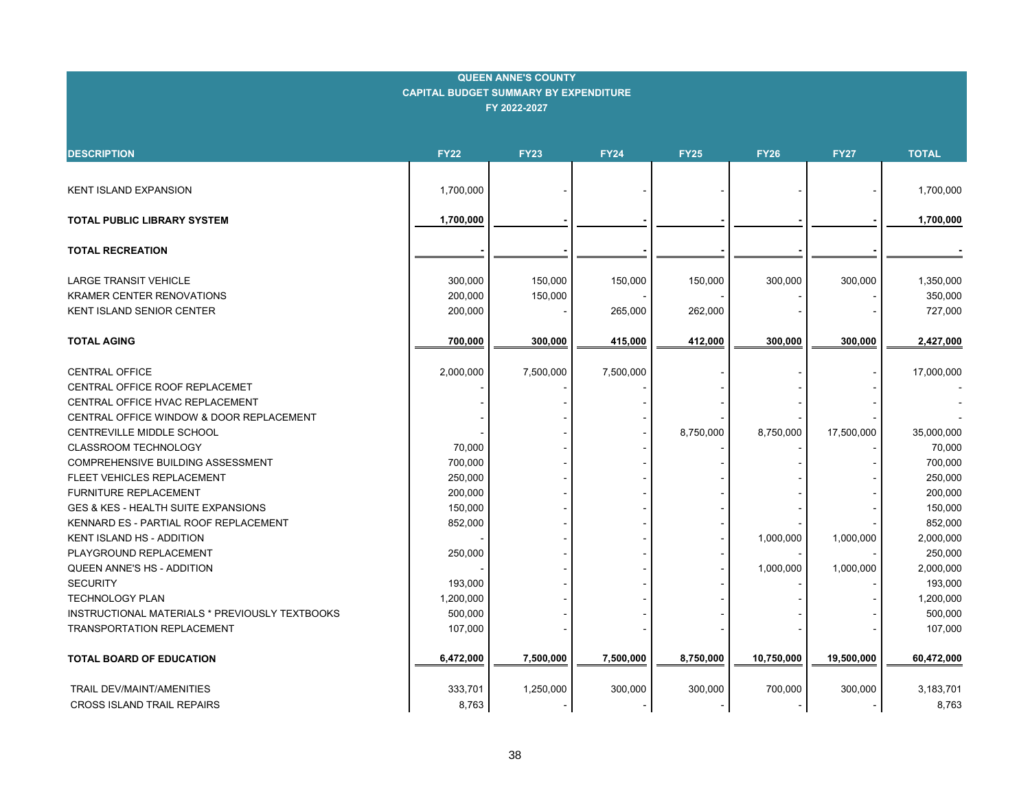## QUEEN ANNE'S COUNTY
## CAPITAL BUDGET SUMMARY BY EXPENDITURE
## FY 2022-2027

| DESCRIPTION | FY22 | FY23 | FY24 | FY25 | FY26 | FY27 | TOTAL |
|---|---|---|---|---|---|---|---|
| KENT ISLAND EXPANSION | 1,700,000 | - | - | - | - | - | 1,700,000 |
| **TOTAL PUBLIC LIBRARY SYSTEM** | **1,700,000** | **-** | **-** | **-** | **-** | **-** | **1,700,000** |
| **TOTAL RECREATION** | **-** | **-** | **-** | **-** | **-** | **-** | **-** |
| LARGE TRANSIT VEHICLE | 300,000 | 150,000 | 150,000 | 150,000 | 300,000 | 300,000 | 1,350,000 |
| KRAMER CENTER RENOVATIONS | 200,000 | 150,000 | - | - | - | - | 350,000 |
| KENT ISLAND SENIOR CENTER | 200,000 | - | 265,000 | 262,000 | - | - | 727,000 |
| **TOTAL AGING** | **700,000** | **300,000** | **415,000** | **412,000** | **300,000** | **300,000** | **2,427,000** |
| CENTRAL OFFICE | 2,000,000 | 7,500,000 | 7,500,000 | - | - | - | 17,000,000 |
| CENTRAL OFFICE ROOF REPLACEMET | - | - | - | - | - | - | - |
| CENTRAL OFFICE HVAC REPLACEMENT | - | - | - | - | - | - | - |
| CENTRAL OFFICE WINDOW & DOOR REPLACEMENT | - | - | - | - | - | - | - |
| CENTREVILLE MIDDLE SCHOOL | - | - | - | 8,750,000 | 8,750,000 | 17,500,000 | 35,000,000 |
| CLASSROOM TECHNOLOGY | 70,000 | - | - | - | - | - | 70,000 |
| COMPREHENSIVE BUILDING ASSESSMENT | 700,000 | - | - | - | - | - | 700,000 |
| FLEET VEHICLES REPLACEMENT | 250,000 | - | - | - | - | - | 250,000 |
| FURNITURE REPLACEMENT | 200,000 | - | - | - | - | - | 200,000 |
| GES & KES - HEALTH SUITE EXPANSIONS | 150,000 | - | - | - | - | - | 150,000 |
| KENNARD ES - PARTIAL ROOF REPLACEMENT | 852,000 | - | - | - | - | - | 852,000 |
| KENT ISLAND HS - ADDITION | - | - | - | - | 1,000,000 | 1,000,000 | 2,000,000 |
| PLAYGROUND REPLACEMENT | 250,000 | - | - | - | - | - | 250,000 |
| QUEEN ANNE'S HS - ADDITION | - | - | - | - | 1,000,000 | 1,000,000 | 2,000,000 |
| SECURITY | 193,000 | - | - | - | - | - | 193,000 |
| TECHNOLOGY PLAN | 1,200,000 | - | - | - | - | - | 1,200,000 |
| INSTRUCTIONAL MATERIALS * PREVIOUSLY TEXTBOOKS | 500,000 | - | - | - | - | - | 500,000 |
| TRANSPORTATION REPLACEMENT | 107,000 | - | - | - | - | - | 107,000 |
| **TOTAL BOARD OF EDUCATION** | **6,472,000** | **7,500,000** | **7,500,000** | **8,750,000** | **10,750,000** | **19,500,000** | **60,472,000** |
| TRAIL DEV/MAINT/AMENITIES | 333,701 | 1,250,000 | 300,000 | 300,000 | 700,000 | 300,000 | 3,183,701 |
| CROSS ISLAND TRAIL REPAIRS | 8,763 | - | - | - | - | - | 8,763 |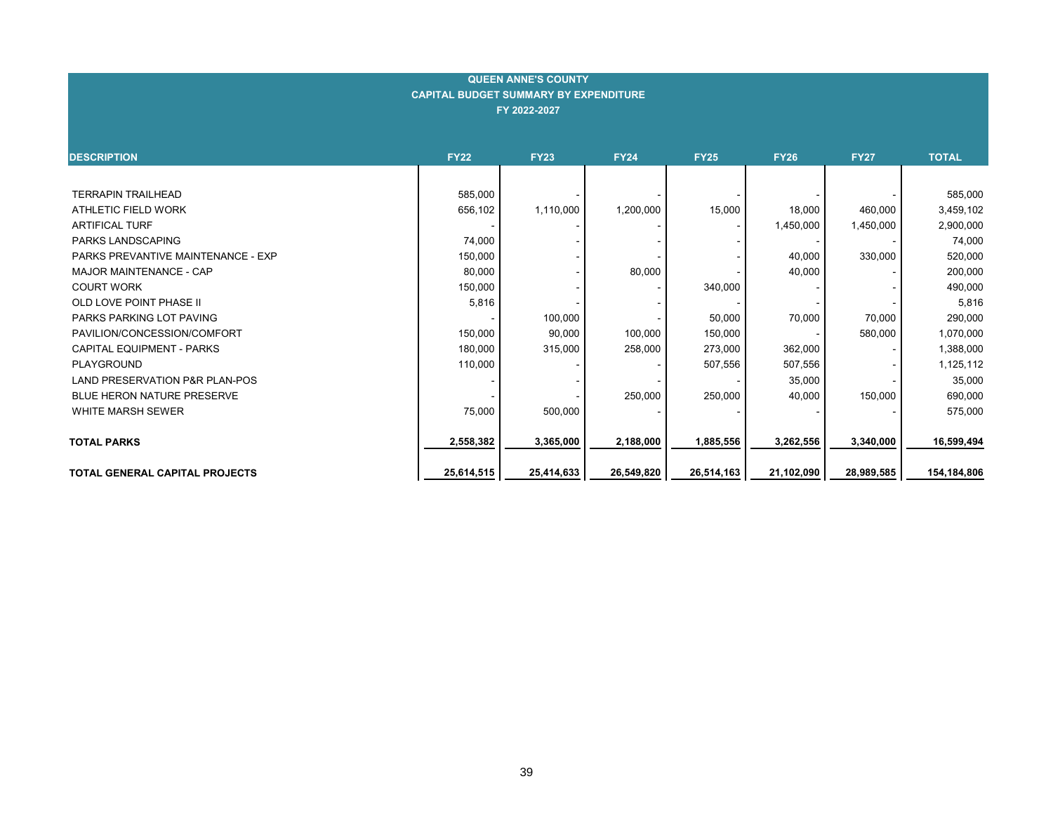**QUEEN ANNE'S COUNTY**
**CAPITAL BUDGET SUMMARY BY EXPENDITURE**
**FY 2022-2027**

| DESCRIPTION | FY22 | FY23 | FY24 | FY25 | FY26 | FY27 | TOTAL |
|---|---|---|---|---|---|---|---|
| TERRAPIN TRAILHEAD | 585,000 | - | - | - | - | - | 585,000 |
| ATHLETIC FIELD WORK | 656,102 | 1,110,000 | 1,200,000 | 15,000 | 18,000 | 460,000 | 3,459,102 |
| ARTIFICAL TURF | - | - | - | - | 1,450,000 | 1,450,000 | 2,900,000 |
| PARKS LANDSCAPING | 74,000 | - | - | - | - | - | 74,000 |
| PARKS PREVANTIVE MAINTENANCE - EXP | 150,000 | - | - | - | 40,000 | 330,000 | 520,000 |
| MAJOR MAINTENANCE - CAP | 80,000 | - | 80,000 | - | 40,000 | - | 200,000 |
| COURT WORK | 150,000 | - | - | 340,000 | - | - | 490,000 |
| OLD LOVE POINT PHASE II | 5,816 | - | - | - | - | - | 5,816 |
| PARKS PARKING LOT PAVING | - | 100,000 | - | 50,000 | 70,000 | 70,000 | 290,000 |
| PAVILION/CONCESSION/COMFORT | 150,000 | 90,000 | 100,000 | 150,000 | - | 580,000 | 1,070,000 |
| CAPITAL EQUIPMENT - PARKS | 180,000 | 315,000 | 258,000 | 273,000 | 362,000 | - | 1,388,000 |
| PLAYGROUND | 110,000 | - | - | 507,556 | 507,556 | - | 1,125,112 |
| LAND PRESERVATION P&R PLAN-POS | - | - | - | - | 35,000 | - | 35,000 |
| BLUE HERON NATURE PRESERVE | - | - | 250,000 | 250,000 | 40,000 | 150,000 | 690,000 |
| WHITE MARSH SEWER | 75,000 | 500,000 | - | - | - | - | 575,000 |
| **TOTAL PARKS** | **2,558,382** | **3,365,000** | **2,188,000** | **1,885,556** | **3,262,556** | **3,340,000** | **16,599,494** |
| **TOTAL GENERAL CAPITAL PROJECTS** | **25,614,515** | **25,414,633** | **26,549,820** | **26,514,163** | **21,102,090** | **28,989,585** | **154,184,806** |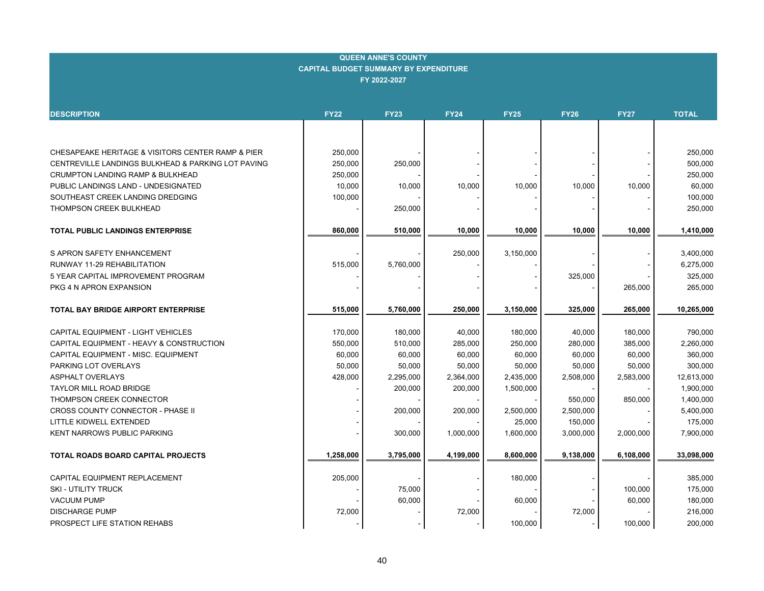**QUEEN ANNE'S COUNTY**
**CAPITAL BUDGET SUMMARY BY EXPENDITURE**
**FY 2022-2027**

| DESCRIPTION | FY22 | FY23 | FY24 | FY25 | FY26 | FY27 | TOTAL |
|---|---|---|---|---|---|---|---|
| CHESAPEAKE HERITAGE & VISITORS CENTER RAMP & PIER | 250,000 | - | - | - | - | - | 250,000 |
| CENTREVILLE LANDINGS BULKHEAD & PARKING LOT PAVING | 250,000 | 250,000 | - | - | - | - | 500,000 |
| CRUMPTON LANDING RAMP & BULKHEAD | 250,000 | - | - | - | - | - | 250,000 |
| PUBLIC LANDINGS LAND - UNDESIGNATED | 10,000 | 10,000 | 10,000 | 10,000 | 10,000 | 10,000 | 60,000 |
| SOUTHEAST CREEK LANDING DREDGING | 100,000 | - | - | - | - | - | 100,000 |
| THOMPSON CREEK BULKHEAD | - | 250,000 | - | - | - | - | 250,000 |
| **TOTAL PUBLIC LANDINGS ENTERPRISE** | **860,000** | **510,000** | **10,000** | **10,000** | **10,000** | **10,000** | **1,410,000** |
| S APRON SAFETY ENHANCEMENT | - | - | 250,000 | 3,150,000 | - | - | 3,400,000 |
| RUNWAY 11-29 REHABILITATION | 515,000 | 5,760,000 | - | - | - | - | 6,275,000 |
| 5 YEAR CAPITAL IMPROVEMENT PROGRAM | - | - | - | - | 325,000 | - | 325,000 |
| PKG 4 N APRON EXPANSION | - | - | - | - | - | 265,000 | 265,000 |
| **TOTAL BAY BRIDGE AIRPORT ENTERPRISE** | **515,000** | **5,760,000** | **250,000** | **3,150,000** | **325,000** | **265,000** | **10,265,000** |
| CAPITAL EQUIPMENT - LIGHT VEHICLES | 170,000 | 180,000 | 40,000 | 180,000 | 40,000 | 180,000 | 790,000 |
| CAPITAL EQUIPMENT - HEAVY & CONSTRUCTION | 550,000 | 510,000 | 285,000 | 250,000 | 280,000 | 385,000 | 2,260,000 |
| CAPITAL EQUIPMENT - MISC. EQUIPMENT | 60,000 | 60,000 | 60,000 | 60,000 | 60,000 | 60,000 | 360,000 |
| PARKING LOT OVERLAYS | 50,000 | 50,000 | 50,000 | 50,000 | 50,000 | 50,000 | 300,000 |
| ASPHALT OVERLAYS | 428,000 | 2,295,000 | 2,364,000 | 2,435,000 | 2,508,000 | 2,583,000 | 12,613,000 |
| TAYLOR MILL ROAD BRIDGE | - | 200,000 | 200,000 | 1,500,000 | - | - | 1,900,000 |
| THOMPSON CREEK CONNECTOR | - | - | - | - | 550,000 | 850,000 | 1,400,000 |
| CROSS COUNTY CONNECTOR - PHASE II | - | 200,000 | 200,000 | 2,500,000 | 2,500,000 | - | 5,400,000 |
| LITTLE KIDWELL EXTENDED | - | - | - | 25,000 | 150,000 | - | 175,000 |
| KENT NARROWS PUBLIC PARKING | - | 300,000 | 1,000,000 | 1,600,000 | 3,000,000 | 2,000,000 | 7,900,000 |
| **TOTAL ROADS BOARD CAPITAL PROJECTS** | **1,258,000** | **3,795,000** | **4,199,000** | **8,600,000** | **9,138,000** | **6,108,000** | **33,098,000** |
| CAPITAL EQUIPMENT REPLACEMENT | 205,000 | - | - | 180,000 | - | - | 385,000 |
| SKI - UTILITY TRUCK | - | 75,000 | - | - | - | 100,000 | 175,000 |
| VACUUM PUMP | - | 60,000 | - | 60,000 | - | 60,000 | 180,000 |
| DISCHARGE PUMP | 72,000 | - | 72,000 | - | 72,000 | - | 216,000 |
| PROSPECT LIFE STATION REHABS | - | - | - | 100,000 | - | 100,000 | 200,000 |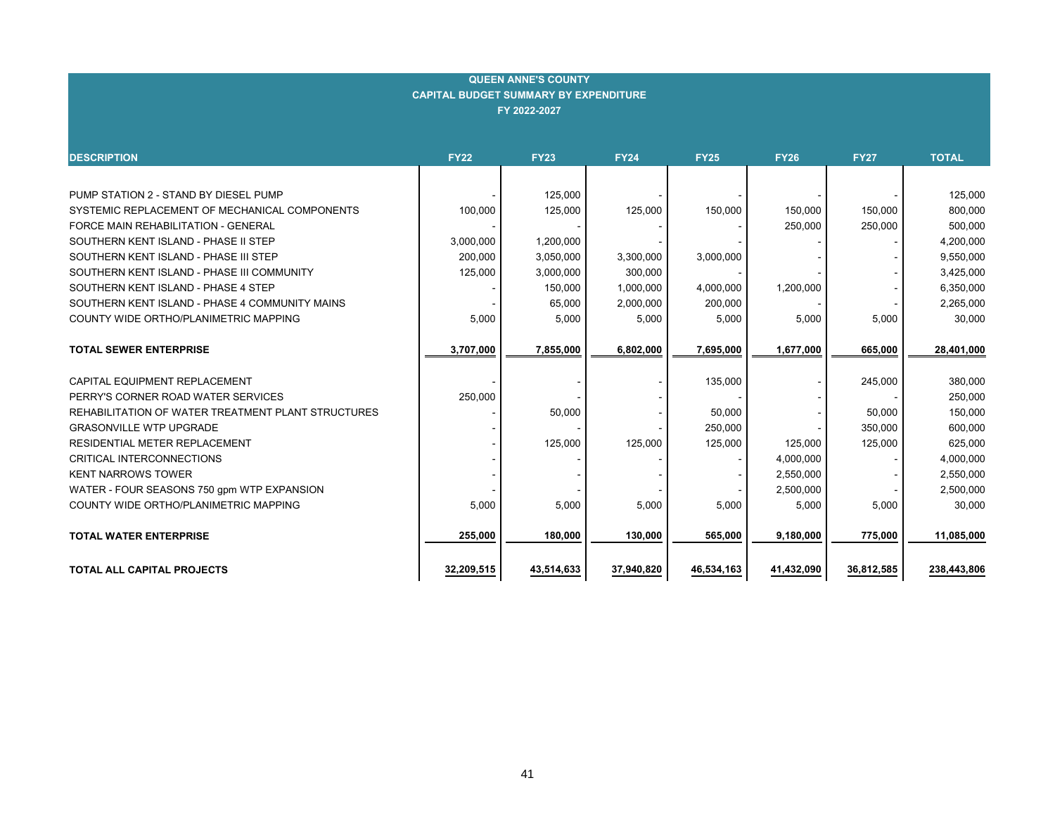**QUEEN ANNE'S COUNTY**
**CAPITAL BUDGET SUMMARY BY EXPENDITURE**
**FY 2022-2027**

| DESCRIPTION | FY22 | FY23 | FY24 | FY25 | FY26 | FY27 | TOTAL |
|---|---|---|---|---|---|---|---|
| PUMP STATION 2 - STAND BY DIESEL PUMP | - | 125,000 | - | - | - | - | 125,000 |
| SYSTEMIC REPLACEMENT OF MECHANICAL COMPONENTS | 100,000 | 125,000 | 125,000 | 150,000 | 150,000 | 150,000 | 800,000 |
| FORCE MAIN REHABILITATION - GENERAL | - | - | - | - | 250,000 | 250,000 | 500,000 |
| SOUTHERN KENT ISLAND - PHASE II STEP | 3,000,000 | 1,200,000 | - | - | - | - | 4,200,000 |
| SOUTHERN KENT ISLAND - PHASE III STEP | 200,000 | 3,050,000 | 3,300,000 | 3,000,000 | - | - | 9,550,000 |
| SOUTHERN KENT ISLAND - PHASE III COMMUNITY | 125,000 | 3,000,000 | 300,000 | - | - | - | 3,425,000 |
| SOUTHERN KENT ISLAND - PHASE 4 STEP | - | 150,000 | 1,000,000 | 4,000,000 | 1,200,000 | - | 6,350,000 |
| SOUTHERN KENT ISLAND - PHASE 4 COMMUNITY MAINS | - | 65,000 | 2,000,000 | 200,000 | - | - | 2,265,000 |
| COUNTY WIDE ORTHO/PLANIMETRIC MAPPING | 5,000 | 5,000 | 5,000 | 5,000 | 5,000 | 5,000 | 30,000 |
| **TOTAL SEWER ENTERPRISE** | **3,707,000** | **7,855,000** | **6,802,000** | **7,695,000** | **1,677,000** | **665,000** | **28,401,000** |
| CAPITAL EQUIPMENT REPLACEMENT | - | - | - | 135,000 | - | 245,000 | 380,000 |
| PERRY'S CORNER ROAD WATER SERVICES | 250,000 | - | - | - | - | - | 250,000 |
| REHABILITATION OF WATER TREATMENT PLANT STRUCTURES | - | 50,000 | - | 50,000 | - | 50,000 | 150,000 |
| GRASONVILLE WTP UPGRADE | - | - | - | 250,000 | - | 350,000 | 600,000 |
| RESIDENTIAL METER REPLACEMENT | - | 125,000 | 125,000 | 125,000 | 125,000 | 125,000 | 625,000 |
| CRITICAL INTERCONNECTIONS | - | - | - | - | 4,000,000 | - | 4,000,000 |
| KENT NARROWS TOWER | - | - | - | - | 2,550,000 | - | 2,550,000 |
| WATER - FOUR SEASONS 750 gpm WTP EXPANSION | - | - | - | - | 2,500,000 | - | 2,500,000 |
| COUNTY WIDE ORTHO/PLANIMETRIC MAPPING | 5,000 | 5,000 | 5,000 | 5,000 | 5,000 | 5,000 | 30,000 |
| **TOTAL WATER ENTERPRISE** | **255,000** | **180,000** | **130,000** | **565,000** | **9,180,000** | **775,000** | **11,085,000** |
| **TOTAL ALL CAPITAL PROJECTS** | **32,209,515** | **43,514,633** | **37,940,820** | **46,534,163** | **41,432,090** | **36,812,585** | **238,443,806** |